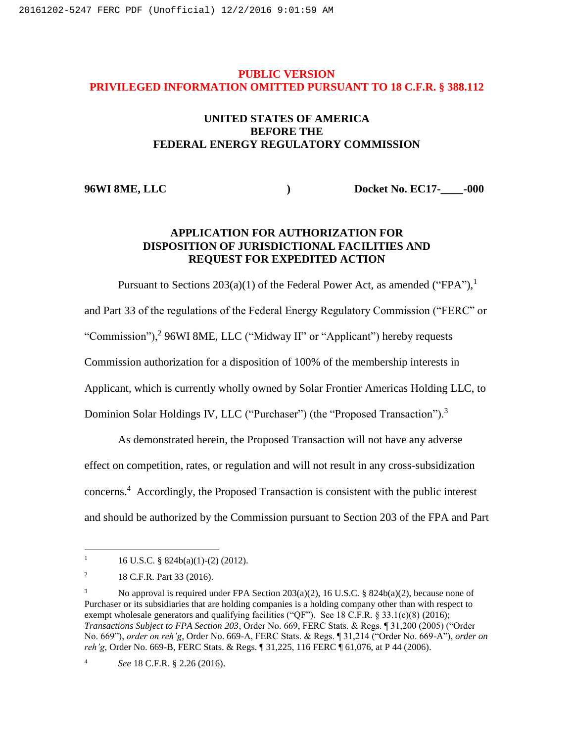**PUBLIC VERSION**
**PRIVILEGED INFORMATION OMITTED PURSUANT TO 18 C.F.R. § 388.112**

**UNITED STATES OF AMERICA**
**BEFORE THE**
**FEDERAL ENERGY REGULATORY COMMISSION**

| | | |
|---|---|---|
| **96WI 8ME, LLC** | **)** | **Docket No. EC17-____-000** |

**APPLICATION FOR AUTHORIZATION FOR DISPOSITION OF JURISDICTIONAL FACILITIES AND REQUEST FOR EXPEDITED ACTION**

Pursuant to Sections 203(a)(1) of the Federal Power Act, as amended ("FPA"),[1] and Part 33 of the regulations of the Federal Energy Regulatory Commission ("FERC" or "Commission"),[2] 96WI 8ME, LLC ("Midway II" or "Applicant") hereby requests Commission authorization for a disposition of 100% of the membership interests in Applicant, which is currently wholly owned by Solar Frontier Americas Holding LLC, to Dominion Solar Holdings IV, LLC ("Purchaser") (the "Proposed Transaction").[3]

As demonstrated herein, the Proposed Transaction will not have any adverse effect on competition, rates, or regulation and will not result in any cross-subsidization concerns.[4] Accordingly, the Proposed Transaction is consistent with the public interest and should be authorized by the Commission pursuant to Section 203 of the FPA and Part

---

[1] 16 U.S.C. § 824b(a)(1)-(2) (2012).

[2] 18 C.F.R. Part 33 (2016).

[3] No approval is required under FPA Section 203(a)(2), 16 U.S.C. § 824b(a)(2), because none of Purchaser or its subsidiaries that are holding companies is a holding company other than with respect to exempt wholesale generators and qualifying facilities ("QF"). See 18 C.F.R. § 33.1(c)(8) (2016); *Transactions Subject to FPA Section 203*, Order No. 669, FERC Stats. & Regs. ¶ 31,200 (2005) ("Order No. 669"), *order on reh'g*, Order No. 669-A, FERC Stats. & Regs. ¶ 31,214 ("Order No. 669-A"), *order on reh'g*, Order No. 669-B, FERC Stats. & Regs. ¶ 31,225, 116 FERC ¶ 61,076, at P 44 (2006).

[4] *See* 18 C.F.R. § 2.26 (2016).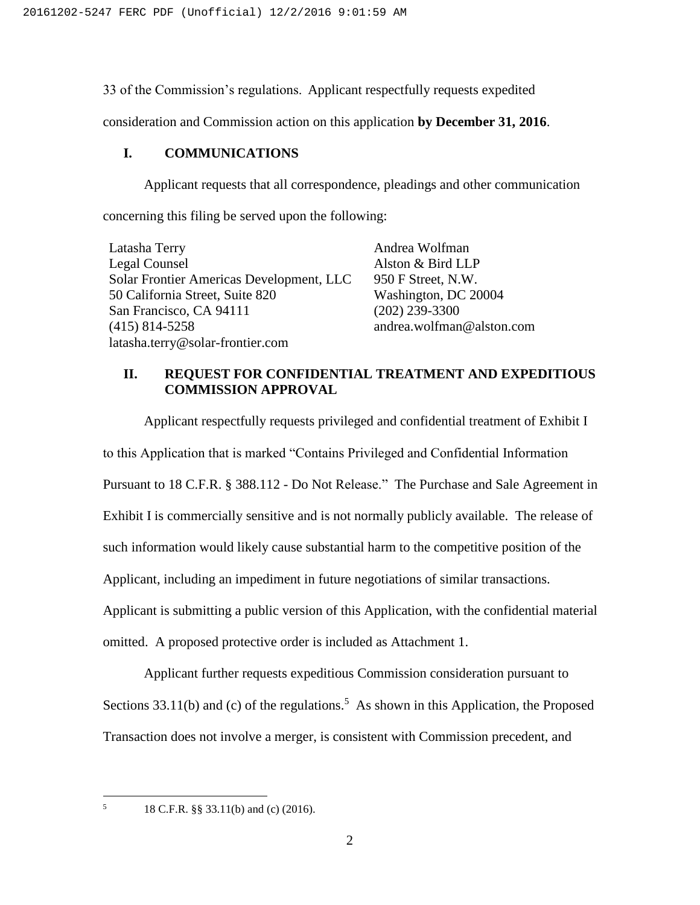33 of the Commission's regulations. Applicant respectfully requests expedited consideration and Commission action on this application **by December 31, 2016**.

## I. COMMUNICATIONS

Applicant requests that all correspondence, pleadings and other communication concerning this filing be served upon the following:

Latasha Terry
Legal Counsel
Solar Frontier Americas Development, LLC
50 California Street, Suite 820
San Francisco, CA 94111
(415) 814-5258
latasha.terry@solar-frontier.com

Andrea Wolfman
Alston & Bird LLP
950 F Street, N.W.
Washington, DC 20004
(202) 239-3300
andrea.wolfman@alston.com

## II. REQUEST FOR CONFIDENTIAL TREATMENT AND EXPEDITIOUS COMMISSION APPROVAL

Applicant respectfully requests privileged and confidential treatment of Exhibit I to this Application that is marked "Contains Privileged and Confidential Information Pursuant to 18 C.F.R. § 388.112 - Do Not Release." The Purchase and Sale Agreement in Exhibit I is commercially sensitive and is not normally publicly available. The release of such information would likely cause substantial harm to the competitive position of the Applicant, including an impediment in future negotiations of similar transactions. Applicant is submitting a public version of this Application, with the confidential material omitted. A proposed protective order is included as Attachment 1.

Applicant further requests expeditious Commission consideration pursuant to Sections 33.11(b) and (c) of the regulations.[5] As shown in this Application, the Proposed Transaction does not involve a merger, is consistent with Commission precedent, and

---

[5] 18 C.F.R. §§ 33.11(b) and (c) (2016).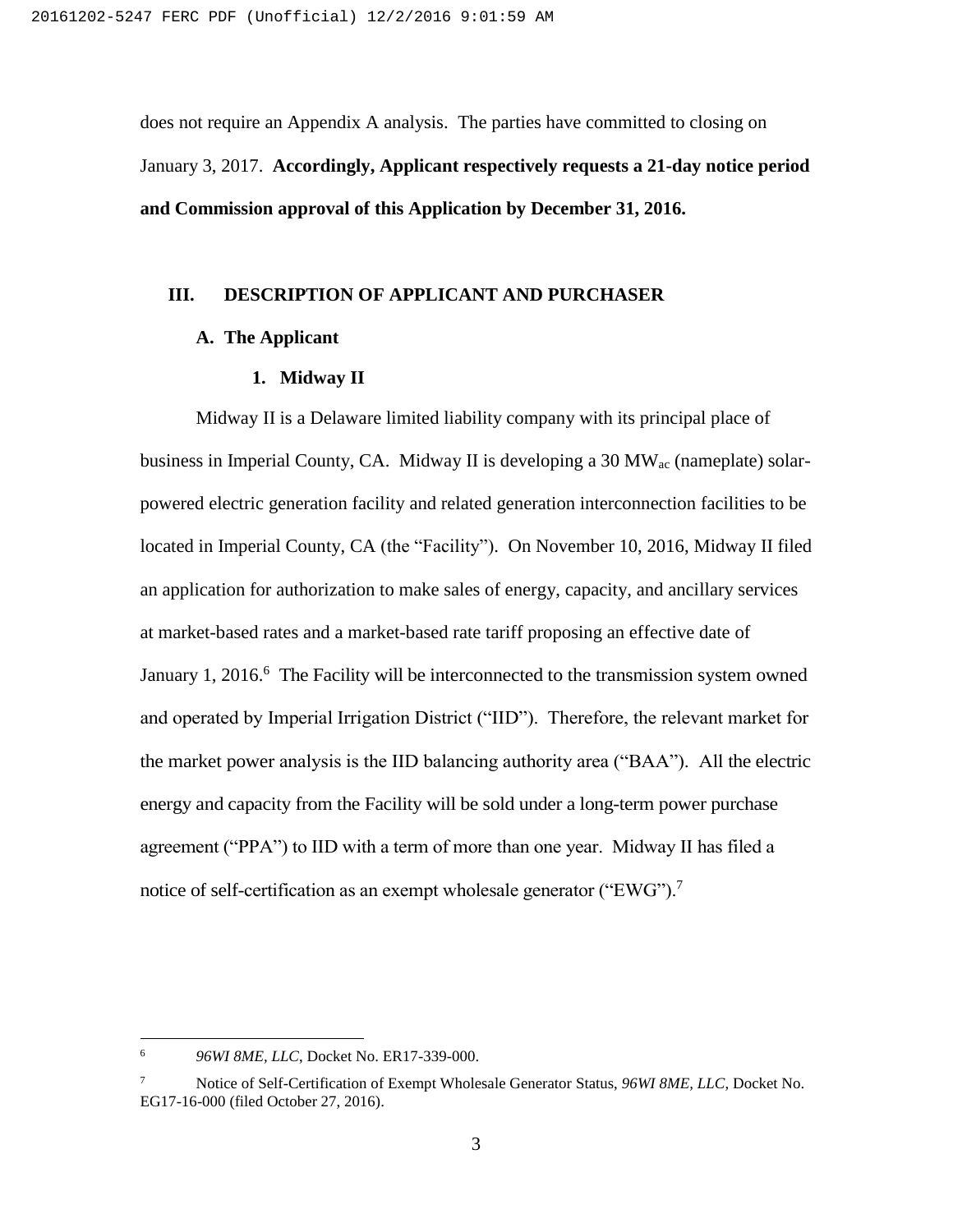does not require an Appendix A analysis. The parties have committed to closing on January 3, 2017. **Accordingly, Applicant respectively requests a 21-day notice period and Commission approval of this Application by December 31, 2016.**

## III. DESCRIPTION OF APPLICANT AND PURCHASER

### A. The Applicant

#### 1. Midway II

Midway II is a Delaware limited liability company with its principal place of business in Imperial County, CA. Midway II is developing a 30 $MW_{ac}$ (nameplate) solar-powered electric generation facility and related generation interconnection facilities to be located in Imperial County, CA (the "Facility"). On November 10, 2016, Midway II filed an application for authorization to make sales of energy, capacity, and ancillary services at market-based rates and a market-based rate tariff proposing an effective date of January 1, 2016.[6] The Facility will be interconnected to the transmission system owned and operated by Imperial Irrigation District ("IID"). Therefore, the relevant market for the market power analysis is the IID balancing authority area ("BAA"). All the electric energy and capacity from the Facility will be sold under a long-term power purchase agreement ("PPA") to IID with a term of more than one year. Midway II has filed a notice of self-certification as an exempt wholesale generator ("EWG").[7]

---

[6] *96WI 8ME, LLC*, Docket No. ER17-339-000.

[7] Notice of Self-Certification of Exempt Wholesale Generator Status, *96WI 8ME, LLC*, Docket No. EG17-16-000 (filed October 27, 2016).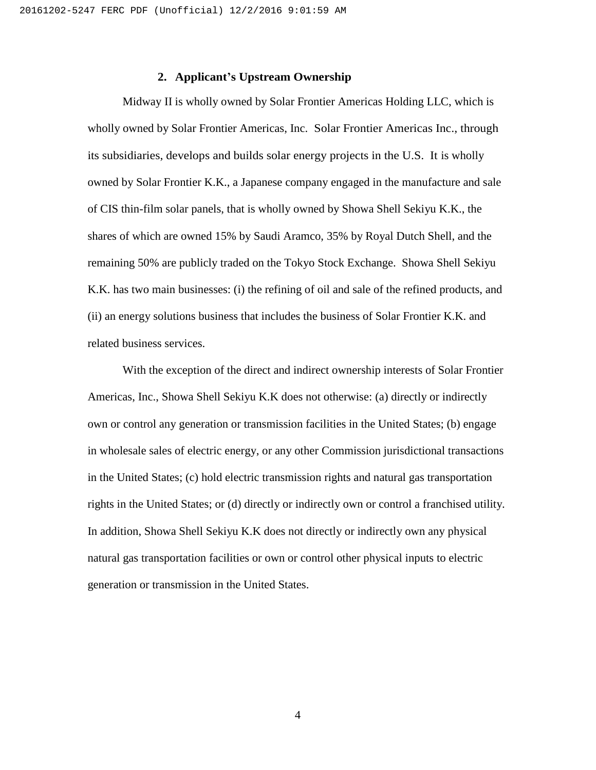## 2. Applicant's Upstream Ownership

Midway II is wholly owned by Solar Frontier Americas Holding LLC, which is wholly owned by Solar Frontier Americas, Inc. Solar Frontier Americas Inc., through its subsidiaries, develops and builds solar energy projects in the U.S. It is wholly owned by Solar Frontier K.K., a Japanese company engaged in the manufacture and sale of CIS thin-film solar panels, that is wholly owned by Showa Shell Sekiyu K.K., the shares of which are owned 15% by Saudi Aramco, 35% by Royal Dutch Shell, and the remaining 50% are publicly traded on the Tokyo Stock Exchange. Showa Shell Sekiyu K.K. has two main businesses: (i) the refining of oil and sale of the refined products, and (ii) an energy solutions business that includes the business of Solar Frontier K.K. and related business services.

With the exception of the direct and indirect ownership interests of Solar Frontier Americas, Inc., Showa Shell Sekiyu K.K does not otherwise: (a) directly or indirectly own or control any generation or transmission facilities in the United States; (b) engage in wholesale sales of electric energy, or any other Commission jurisdictional transactions in the United States; (c) hold electric transmission rights and natural gas transportation rights in the United States; or (d) directly or indirectly own or control a franchised utility. In addition, Showa Shell Sekiyu K.K does not directly or indirectly own any physical natural gas transportation facilities or own or control other physical inputs to electric generation or transmission in the United States.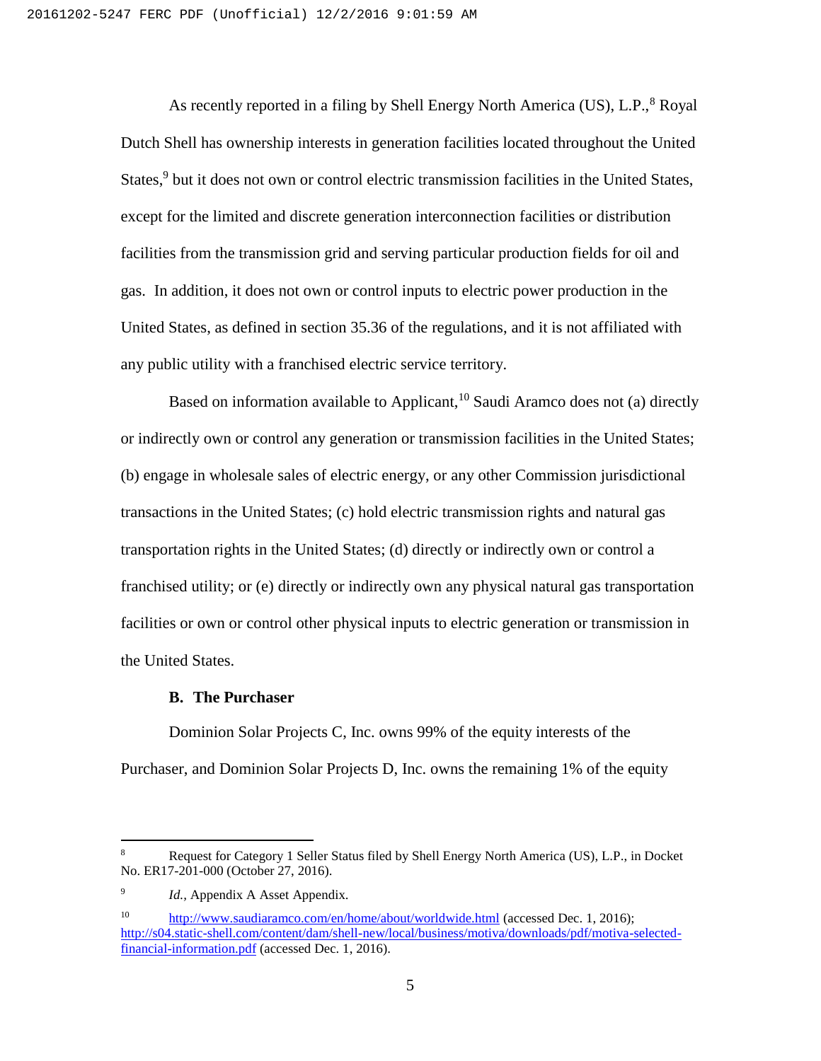As recently reported in a filing by Shell Energy North America (US), L.P.,[8] Royal Dutch Shell has ownership interests in generation facilities located throughout the United States,[9] but it does not own or control electric transmission facilities in the United States, except for the limited and discrete generation interconnection facilities or distribution facilities from the transmission grid and serving particular production fields for oil and gas. In addition, it does not own or control inputs to electric power production in the United States, as defined in section 35.36 of the regulations, and it is not affiliated with any public utility with a franchised electric service territory.

Based on information available to Applicant,[10] Saudi Aramco does not (a) directly or indirectly own or control any generation or transmission facilities in the United States; (b) engage in wholesale sales of electric energy, or any other Commission jurisdictional transactions in the United States; (c) hold electric transmission rights and natural gas transportation rights in the United States; (d) directly or indirectly own or control a franchised utility; or (e) directly or indirectly own any physical natural gas transportation facilities or own or control other physical inputs to electric generation or transmission in the United States.

**B. The Purchaser**

Dominion Solar Projects C, Inc. owns 99% of the equity interests of the Purchaser, and Dominion Solar Projects D, Inc. owns the remaining 1% of the equity

---

[8] Request for Category 1 Seller Status filed by Shell Energy North America (US), L.P., in Docket No. ER17-201-000 (October 27, 2016).

[9] *Id.*, Appendix A Asset Appendix.

[10] http://www.saudiaramco.com/en/home/about/worldwide.html (accessed Dec. 1, 2016); http://s04.static-shell.com/content/dam/shell-new/local/business/motiva/downloads/pdf/motiva-selected-financial-information.pdf (accessed Dec. 1, 2016).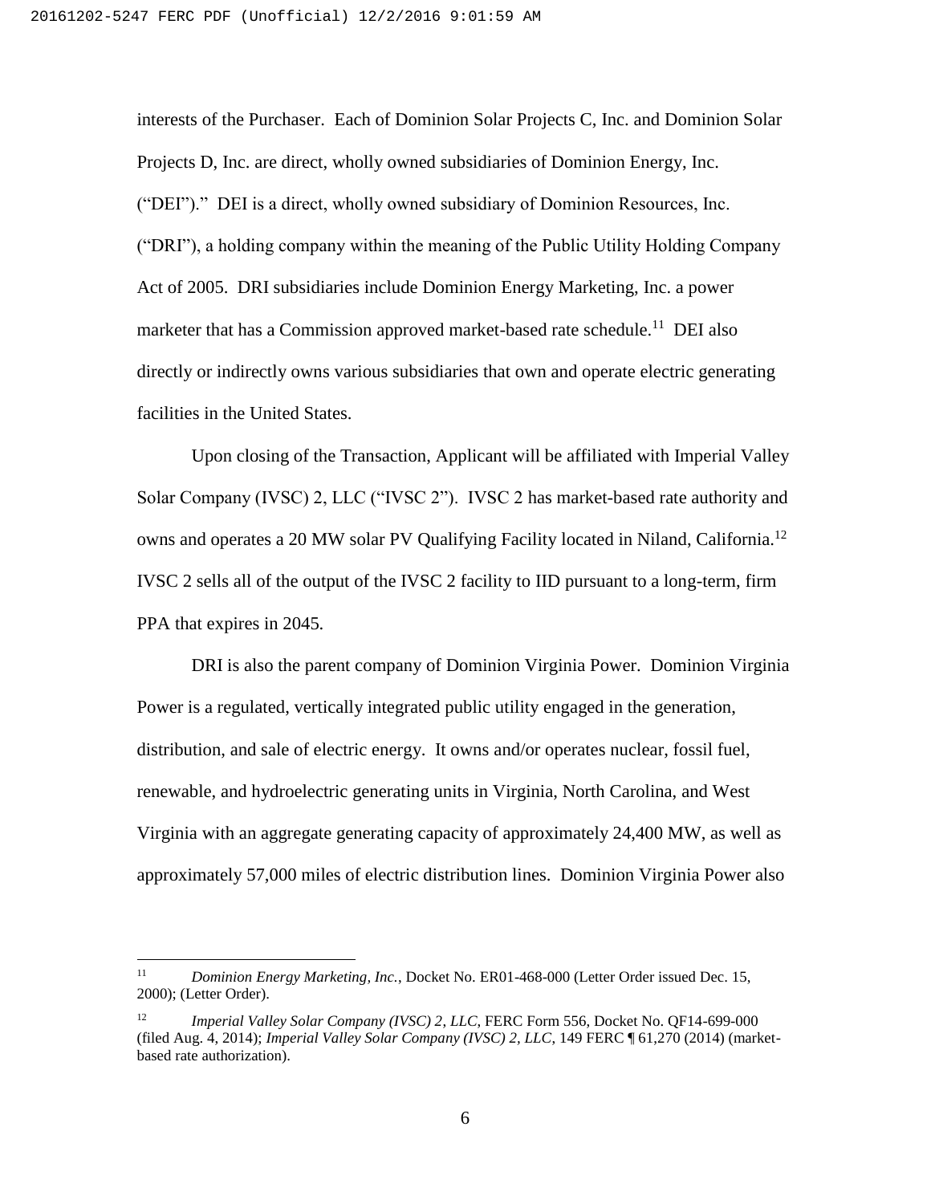interests of the Purchaser. Each of Dominion Solar Projects C, Inc. and Dominion Solar Projects D, Inc. are direct, wholly owned subsidiaries of Dominion Energy, Inc. ("DEI")." DEI is a direct, wholly owned subsidiary of Dominion Resources, Inc. ("DRI"), a holding company within the meaning of the Public Utility Holding Company Act of 2005. DRI subsidiaries include Dominion Energy Marketing, Inc. a power marketer that has a Commission approved market-based rate schedule.[11] DEI also directly or indirectly owns various subsidiaries that own and operate electric generating facilities in the United States.

Upon closing of the Transaction, Applicant will be affiliated with Imperial Valley Solar Company (IVSC) 2, LLC ("IVSC 2"). IVSC 2 has market-based rate authority and owns and operates a 20 MW solar PV Qualifying Facility located in Niland, California.[12] IVSC 2 sells all of the output of the IVSC 2 facility to IID pursuant to a long-term, firm PPA that expires in 2045.

DRI is also the parent company of Dominion Virginia Power. Dominion Virginia Power is a regulated, vertically integrated public utility engaged in the generation, distribution, and sale of electric energy. It owns and/or operates nuclear, fossil fuel, renewable, and hydroelectric generating units in Virginia, North Carolina, and West Virginia with an aggregate generating capacity of approximately 24,400 MW, as well as approximately 57,000 miles of electric distribution lines. Dominion Virginia Power also

---

[11] *Dominion Energy Marketing, Inc.*, Docket No. ER01-468-000 (Letter Order issued Dec. 15, 2000); (Letter Order).

[12] *Imperial Valley Solar Company (IVSC) 2, LLC*, FERC Form 556, Docket No. QF14-699-000 (filed Aug. 4, 2014); *Imperial Valley Solar Company (IVSC) 2, LLC*, 149 FERC ¶ 61,270 (2014) (market-based rate authorization).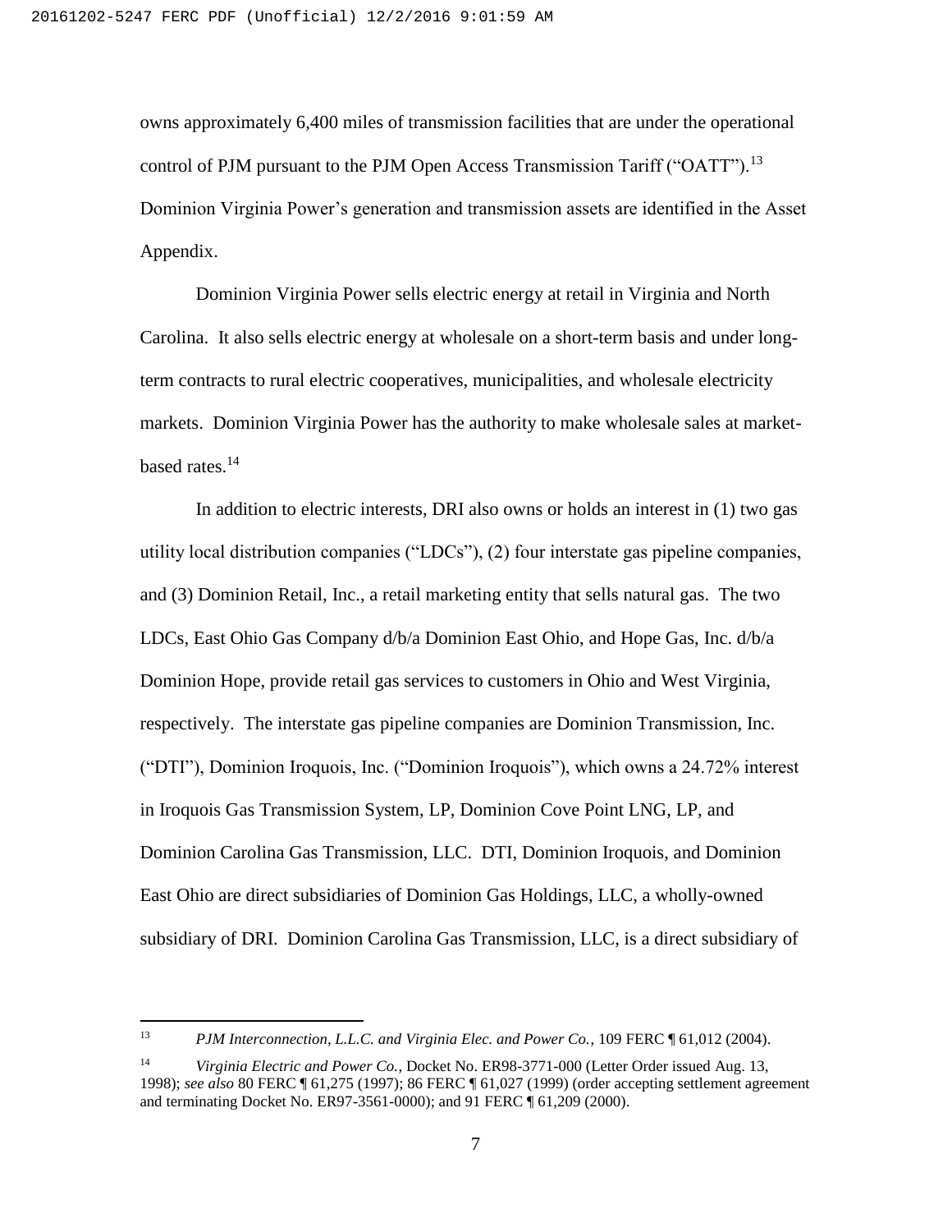owns approximately 6,400 miles of transmission facilities that are under the operational control of PJM pursuant to the PJM Open Access Transmission Tariff ("OATT").[13] Dominion Virginia Power's generation and transmission assets are identified in the Asset Appendix.

Dominion Virginia Power sells electric energy at retail in Virginia and North Carolina. It also sells electric energy at wholesale on a short-term basis and under long-term contracts to rural electric cooperatives, municipalities, and wholesale electricity markets. Dominion Virginia Power has the authority to make wholesale sales at market-based rates.[14]

In addition to electric interests, DRI also owns or holds an interest in (1) two gas utility local distribution companies ("LDCs"), (2) four interstate gas pipeline companies, and (3) Dominion Retail, Inc., a retail marketing entity that sells natural gas. The two LDCs, East Ohio Gas Company d/b/a Dominion East Ohio, and Hope Gas, Inc. d/b/a Dominion Hope, provide retail gas services to customers in Ohio and West Virginia, respectively. The interstate gas pipeline companies are Dominion Transmission, Inc. ("DTI"), Dominion Iroquois, Inc. ("Dominion Iroquois"), which owns a 24.72% interest in Iroquois Gas Transmission System, LP, Dominion Cove Point LNG, LP, and Dominion Carolina Gas Transmission, LLC. DTI, Dominion Iroquois, and Dominion East Ohio are direct subsidiaries of Dominion Gas Holdings, LLC, a wholly-owned subsidiary of DRI. Dominion Carolina Gas Transmission, LLC, is a direct subsidiary of

---

[13] *PJM Interconnection, L.L.C. and Virginia Elec. and Power Co.*, 109 FERC ¶ 61,012 (2004).

[14] *Virginia Electric and Power Co.*, Docket No. ER98-3771-000 (Letter Order issued Aug. 13, 1998); *see also* 80 FERC ¶ 61,275 (1997); 86 FERC ¶ 61,027 (1999) (order accepting settlement agreement and terminating Docket No. ER97-3561-0000); and 91 FERC ¶ 61,209 (2000).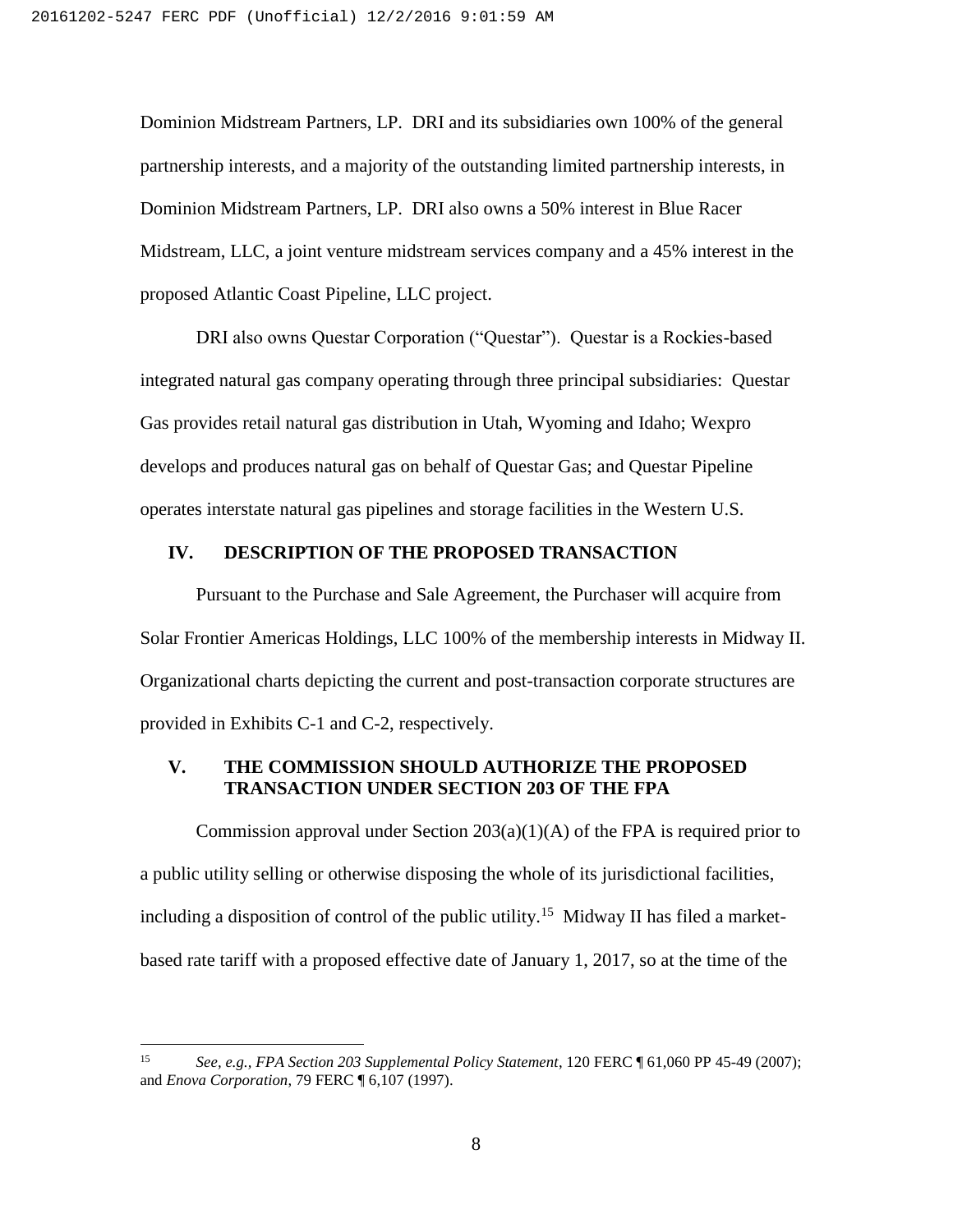Dominion Midstream Partners, LP. DRI and its subsidiaries own 100% of the general partnership interests, and a majority of the outstanding limited partnership interests, in Dominion Midstream Partners, LP. DRI also owns a 50% interest in Blue Racer Midstream, LLC, a joint venture midstream services company and a 45% interest in the proposed Atlantic Coast Pipeline, LLC project.

DRI also owns Questar Corporation ("Questar"). Questar is a Rockies-based integrated natural gas company operating through three principal subsidiaries: Questar Gas provides retail natural gas distribution in Utah, Wyoming and Idaho; Wexpro develops and produces natural gas on behalf of Questar Gas; and Questar Pipeline operates interstate natural gas pipelines and storage facilities in the Western U.S.

## IV. DESCRIPTION OF THE PROPOSED TRANSACTION

Pursuant to the Purchase and Sale Agreement, the Purchaser will acquire from Solar Frontier Americas Holdings, LLC 100% of the membership interests in Midway II. Organizational charts depicting the current and post-transaction corporate structures are provided in Exhibits C-1 and C-2, respectively.

## V. THE COMMISSION SHOULD AUTHORIZE THE PROPOSED TRANSACTION UNDER SECTION 203 OF THE FPA

Commission approval under Section 203(a)(1)(A) of the FPA is required prior to a public utility selling or otherwise disposing the whole of its jurisdictional facilities, including a disposition of control of the public utility.[15] Midway II has filed a market-based rate tariff with a proposed effective date of January 1, 2017, so at the time of the

---

[15] *See, e.g., FPA Section 203 Supplemental Policy Statement*, 120 FERC ¶ 61,060 PP 45-49 (2007); and *Enova Corporation*, 79 FERC ¶ 6,107 (1997).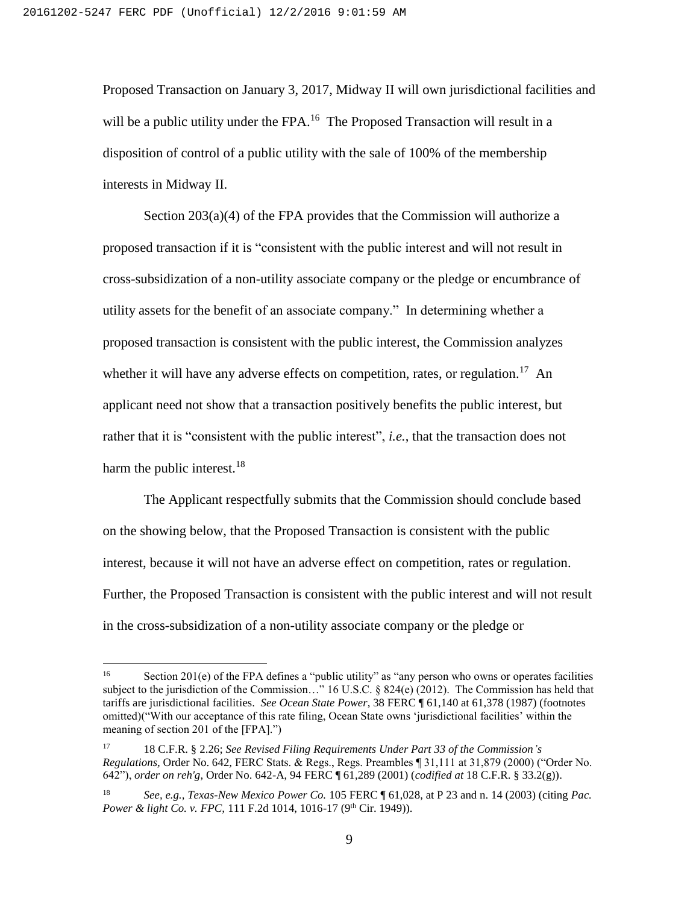Proposed Transaction on January 3, 2017, Midway II will own jurisdictional facilities and will be a public utility under the FPA.[16] The Proposed Transaction will result in a disposition of control of a public utility with the sale of 100% of the membership interests in Midway II.

Section 203(a)(4) of the FPA provides that the Commission will authorize a proposed transaction if it is "consistent with the public interest and will not result in cross-subsidization of a non-utility associate company or the pledge or encumbrance of utility assets for the benefit of an associate company." In determining whether a proposed transaction is consistent with the public interest, the Commission analyzes whether it will have any adverse effects on competition, rates, or regulation.[17] An applicant need not show that a transaction positively benefits the public interest, but rather that it is "consistent with the public interest", *i.e.*, that the transaction does not harm the public interest.[18]

The Applicant respectfully submits that the Commission should conclude based on the showing below, that the Proposed Transaction is consistent with the public interest, because it will not have an adverse effect on competition, rates or regulation. Further, the Proposed Transaction is consistent with the public interest and will not result in the cross-subsidization of a non-utility associate company or the pledge or

---

[16] Section 201(e) of the FPA defines a "public utility" as "any person who owns or operates facilities subject to the jurisdiction of the Commission…" 16 U.S.C. § 824(e) (2012). The Commission has held that tariffs are jurisdictional facilities. *See Ocean State Power*, 38 FERC ¶ 61,140 at 61,378 (1987) (footnotes omitted)("With our acceptance of this rate filing, Ocean State owns 'jurisdictional facilities' within the meaning of section 201 of the [FPA].")

[17] 18 C.F.R. § 2.26; *See Revised Filing Requirements Under Part 33 of the Commission's Regulations*, Order No. 642, FERC Stats. & Regs., Regs. Preambles ¶ 31,111 at 31,879 (2000) ("Order No. 642"), *order on reh'g*, Order No. 642-A, 94 FERC ¶ 61,289 (2001) (*codified at* 18 C.F.R. § 33.2(g)).

[18] *See, e.g., Texas-New Mexico Power Co.* 105 FERC ¶ 61,028, at P 23 and n. 14 (2003) (citing *Pac. Power & light Co. v. FPC,* 111 F.2d 1014, 1016-17 (9th Cir. 1949)).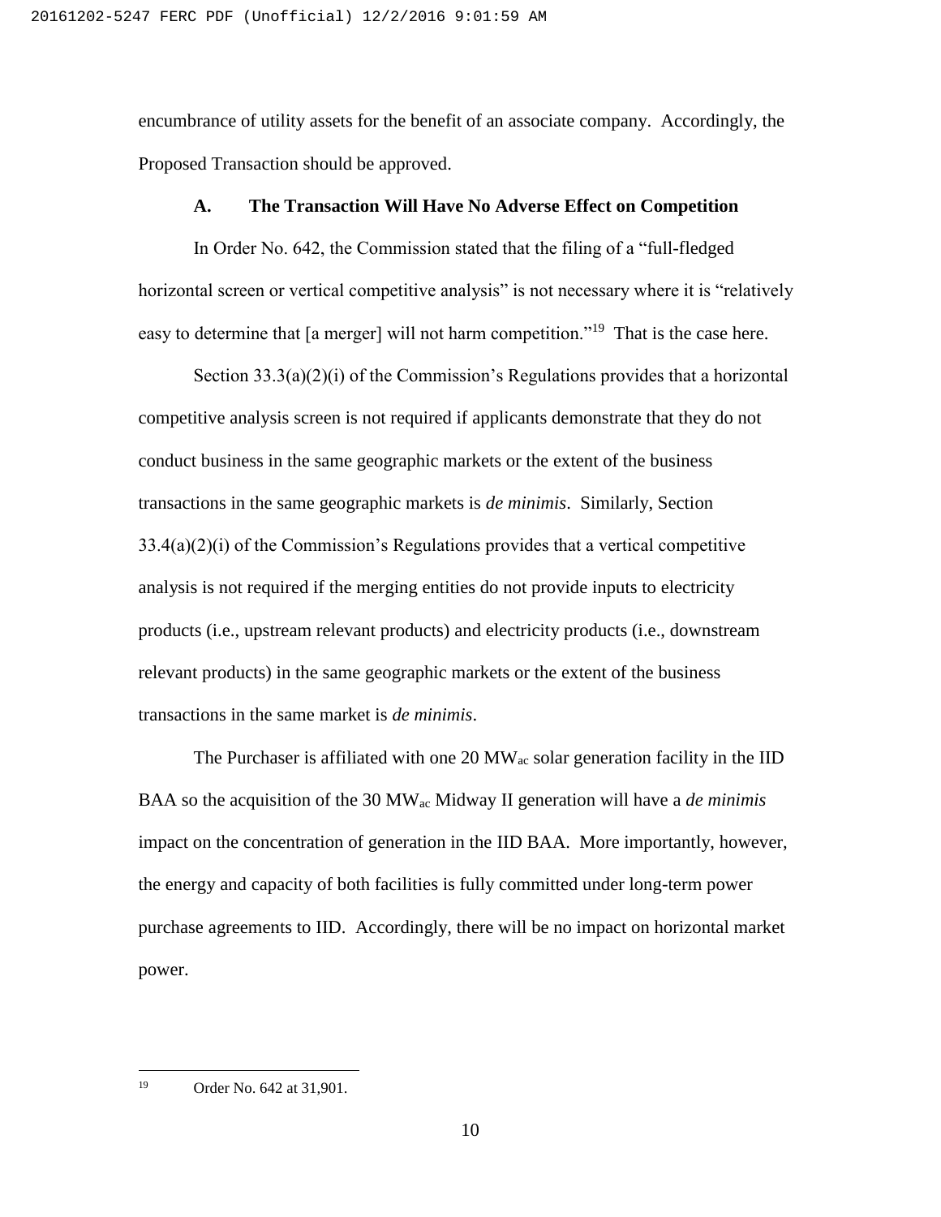encumbrance of utility assets for the benefit of an associate company. Accordingly, the Proposed Transaction should be approved.

### A. The Transaction Will Have No Adverse Effect on Competition

In Order No. 642, the Commission stated that the filing of a "full-fledged horizontal screen or vertical competitive analysis" is not necessary where it is "relatively easy to determine that [a merger] will not harm competition."[19] That is the case here.

Section 33.3(a)(2)(i) of the Commission's Regulations provides that a horizontal competitive analysis screen is not required if applicants demonstrate that they do not conduct business in the same geographic markets or the extent of the business transactions in the same geographic markets is *de minimis*. Similarly, Section 33.4(a)(2)(i) of the Commission's Regulations provides that a vertical competitive analysis is not required if the merging entities do not provide inputs to electricity products (i.e., upstream relevant products) and electricity products (i.e., downstream relevant products) in the same geographic markets or the extent of the business transactions in the same market is *de minimis*.

The Purchaser is affiliated with one 20 $MW_{ac}$ solar generation facility in the IID BAA so the acquisition of the 30 $MW_{ac}$ Midway II generation will have a *de minimis* impact on the concentration of generation in the IID BAA. More importantly, however, the energy and capacity of both facilities is fully committed under long-term power purchase agreements to IID. Accordingly, there will be no impact on horizontal market power.

---

[19] Order No. 642 at 31,901.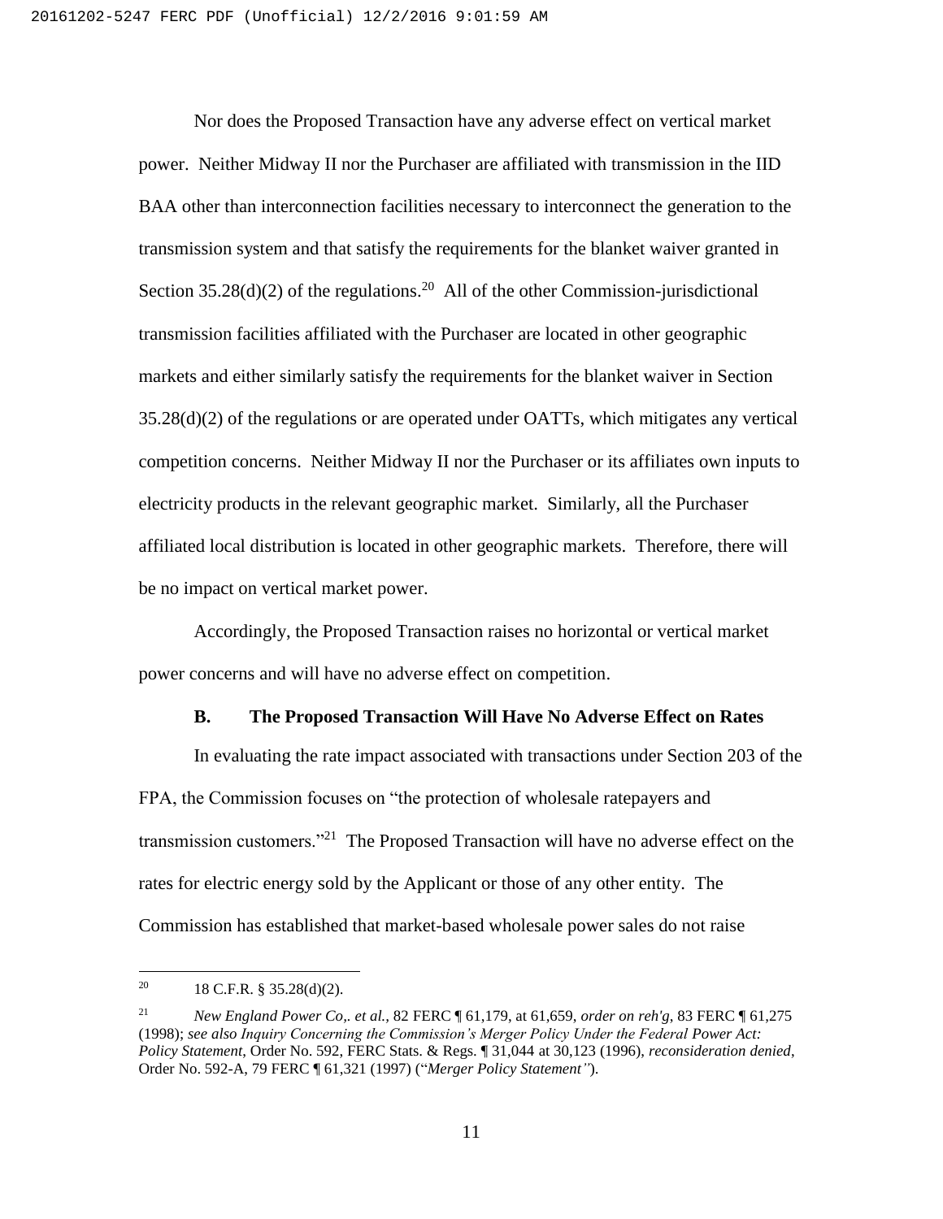Nor does the Proposed Transaction have any adverse effect on vertical market power. Neither Midway II nor the Purchaser are affiliated with transmission in the IID BAA other than interconnection facilities necessary to interconnect the generation to the transmission system and that satisfy the requirements for the blanket waiver granted in Section 35.28(d)(2) of the regulations.[20] All of the other Commission-jurisdictional transmission facilities affiliated with the Purchaser are located in other geographic markets and either similarly satisfy the requirements for the blanket waiver in Section 35.28(d)(2) of the regulations or are operated under OATTs, which mitigates any vertical competition concerns. Neither Midway II nor the Purchaser or its affiliates own inputs to electricity products in the relevant geographic market. Similarly, all the Purchaser affiliated local distribution is located in other geographic markets. Therefore, there will be no impact on vertical market power.

Accordingly, the Proposed Transaction raises no horizontal or vertical market power concerns and will have no adverse effect on competition.

### B. The Proposed Transaction Will Have No Adverse Effect on Rates

In evaluating the rate impact associated with transactions under Section 203 of the FPA, the Commission focuses on "the protection of wholesale ratepayers and transmission customers."[21] The Proposed Transaction will have no adverse effect on the rates for electric energy sold by the Applicant or those of any other entity. The Commission has established that market-based wholesale power sales do not raise

---

[20] 18 C.F.R. § 35.28(d)(2).

[21] *New England Power Co,. et al.*, 82 FERC ¶ 61,179, at 61,659, *order on reh'g*, 83 FERC ¶ 61,275 (1998); *see also Inquiry Concerning the Commission's Merger Policy Under the Federal Power Act: Policy Statement*, Order No. 592, FERC Stats. & Regs. ¶ 31,044 at 30,123 (1996), *reconsideration denied*, Order No. 592-A, 79 FERC ¶ 61,321 (1997) ("*Merger Policy Statement"*).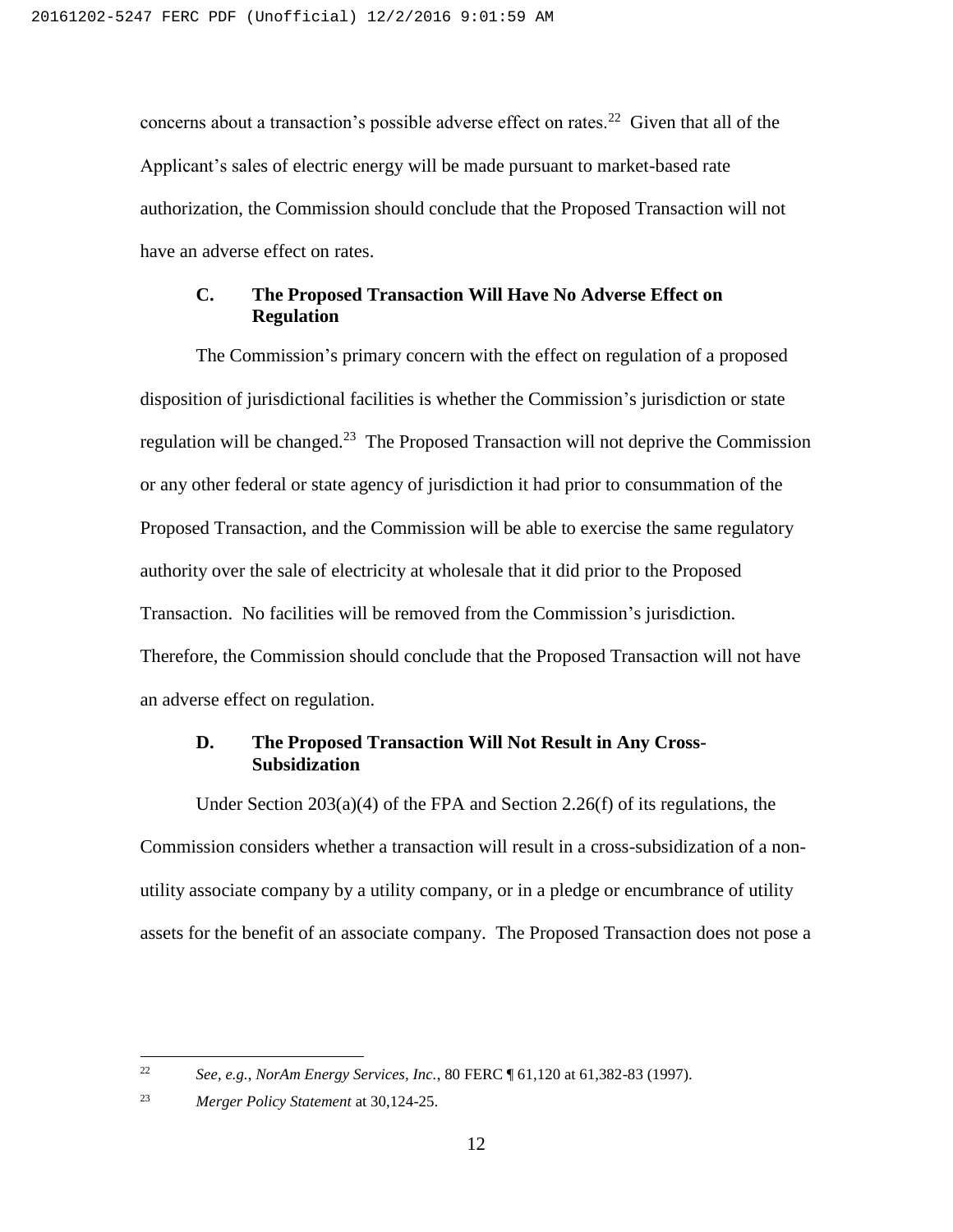concerns about a transaction's possible adverse effect on rates.[22] Given that all of the Applicant's sales of electric energy will be made pursuant to market-based rate authorization, the Commission should conclude that the Proposed Transaction will not have an adverse effect on rates.

### C. The Proposed Transaction Will Have No Adverse Effect on Regulation

The Commission's primary concern with the effect on regulation of a proposed disposition of jurisdictional facilities is whether the Commission's jurisdiction or state regulation will be changed.[23] The Proposed Transaction will not deprive the Commission or any other federal or state agency of jurisdiction it had prior to consummation of the Proposed Transaction, and the Commission will be able to exercise the same regulatory authority over the sale of electricity at wholesale that it did prior to the Proposed Transaction. No facilities will be removed from the Commission's jurisdiction. Therefore, the Commission should conclude that the Proposed Transaction will not have an adverse effect on regulation.

### D. The Proposed Transaction Will Not Result in Any Cross-Subsidization

Under Section 203(a)(4) of the FPA and Section 2.26(f) of its regulations, the Commission considers whether a transaction will result in a cross-subsidization of a non-utility associate company by a utility company, or in a pledge or encumbrance of utility assets for the benefit of an associate company. The Proposed Transaction does not pose a

---

[22] *See, e.g.*, *NorAm Energy Services, Inc.*, 80 FERC ¶ 61,120 at 61,382-83 (1997).

[23] *Merger Policy Statement* at 30,124-25.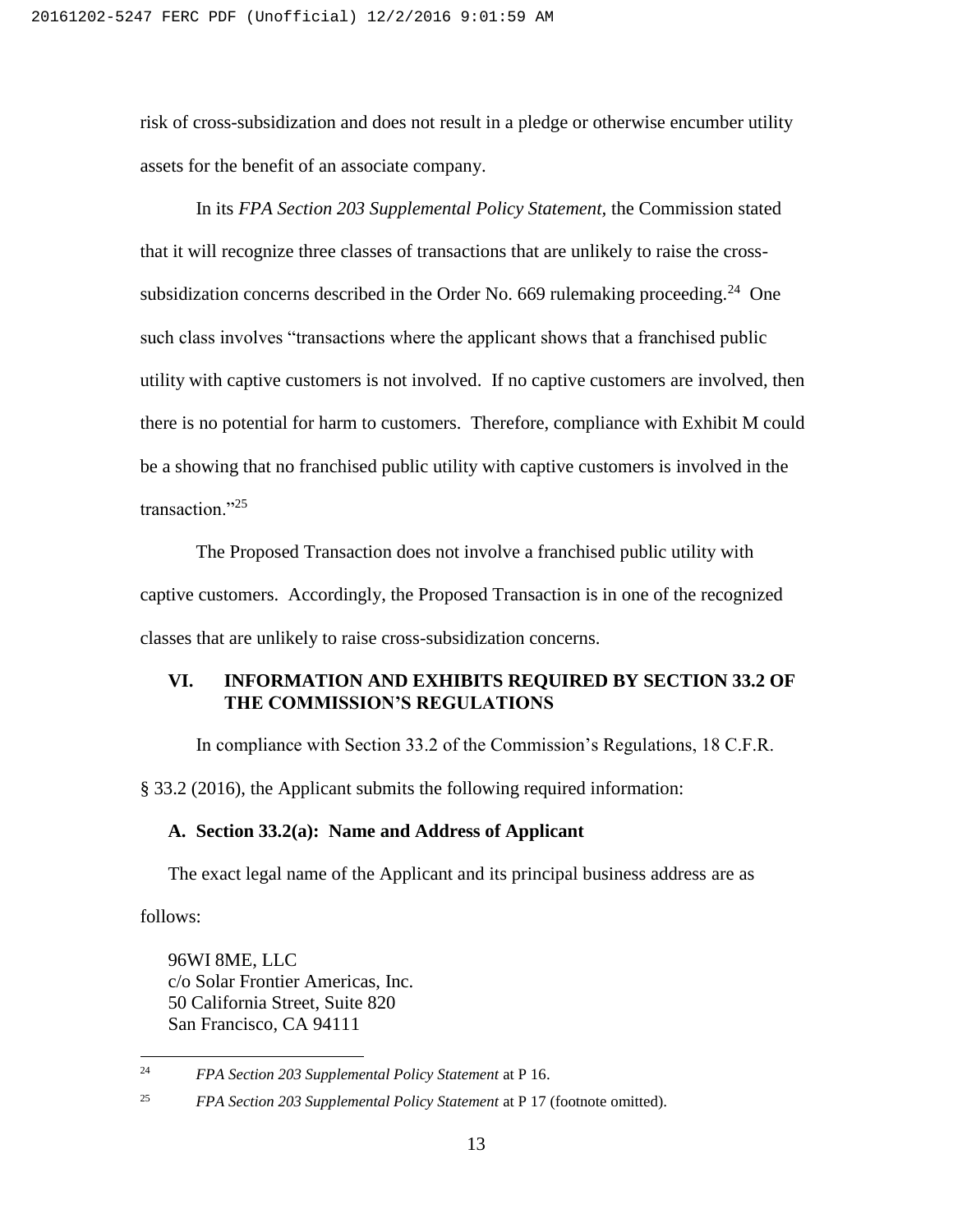risk of cross-subsidization and does not result in a pledge or otherwise encumber utility assets for the benefit of an associate company.

In its *FPA Section 203 Supplemental Policy Statement*, the Commission stated that it will recognize three classes of transactions that are unlikely to raise the cross-subsidization concerns described in the Order No. 669 rulemaking proceeding.[24] One such class involves "transactions where the applicant shows that a franchised public utility with captive customers is not involved. If no captive customers are involved, then there is no potential for harm to customers. Therefore, compliance with Exhibit M could be a showing that no franchised public utility with captive customers is involved in the transaction."[25]

The Proposed Transaction does not involve a franchised public utility with captive customers. Accordingly, the Proposed Transaction is in one of the recognized classes that are unlikely to raise cross-subsidization concerns.

## VI. INFORMATION AND EXHIBITS REQUIRED BY SECTION 33.2 OF THE COMMISSION'S REGULATIONS

In compliance with Section 33.2 of the Commission's Regulations, 18 C.F.R. § 33.2 (2016), the Applicant submits the following required information:

### A. Section 33.2(a): Name and Address of Applicant

The exact legal name of the Applicant and its principal business address are as follows:

96WI 8ME, LLC
c/o Solar Frontier Americas, Inc.
50 California Street, Suite 820
San Francisco, CA 94111

---

[24] *FPA Section 203 Supplemental Policy Statement* at P 16.

[25] *FPA Section 203 Supplemental Policy Statement* at P 17 (footnote omitted).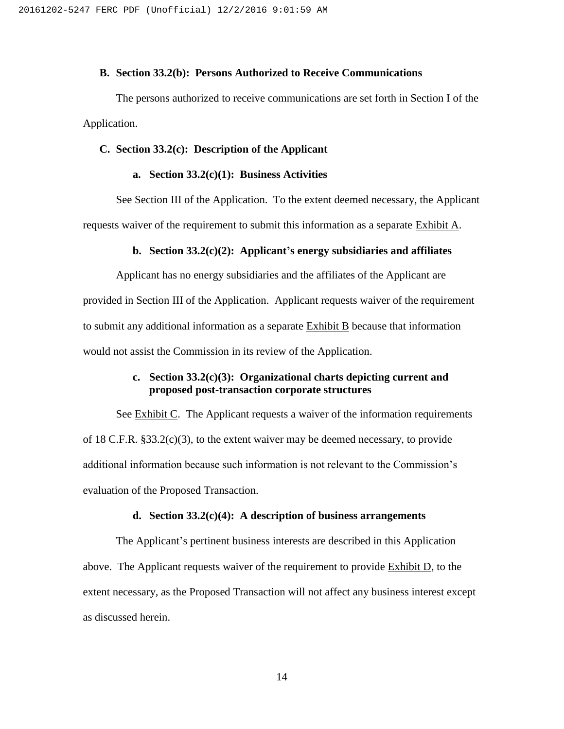### B. Section 33.2(b): Persons Authorized to Receive Communications

The persons authorized to receive communications are set forth in Section I of the Application.

### C. Section 33.2(c): Description of the Applicant

#### a. Section 33.2(c)(1): Business Activities

See Section III of the Application. To the extent deemed necessary, the Applicant requests waiver of the requirement to submit this information as a separate Exhibit A.

#### b. Section 33.2(c)(2): Applicant's energy subsidiaries and affiliates

Applicant has no energy subsidiaries and the affiliates of the Applicant are provided in Section III of the Application. Applicant requests waiver of the requirement to submit any additional information as a separate Exhibit B because that information would not assist the Commission in its review of the Application.

#### c. Section 33.2(c)(3): Organizational charts depicting current and proposed post-transaction corporate structures

See Exhibit C. The Applicant requests a waiver of the information requirements of 18 C.F.R. §33.2(c)(3), to the extent waiver may be deemed necessary, to provide additional information because such information is not relevant to the Commission's evaluation of the Proposed Transaction.

#### d. Section 33.2(c)(4): A description of business arrangements

The Applicant's pertinent business interests are described in this Application above. The Applicant requests waiver of the requirement to provide Exhibit D, to the extent necessary, as the Proposed Transaction will not affect any business interest except as discussed herein.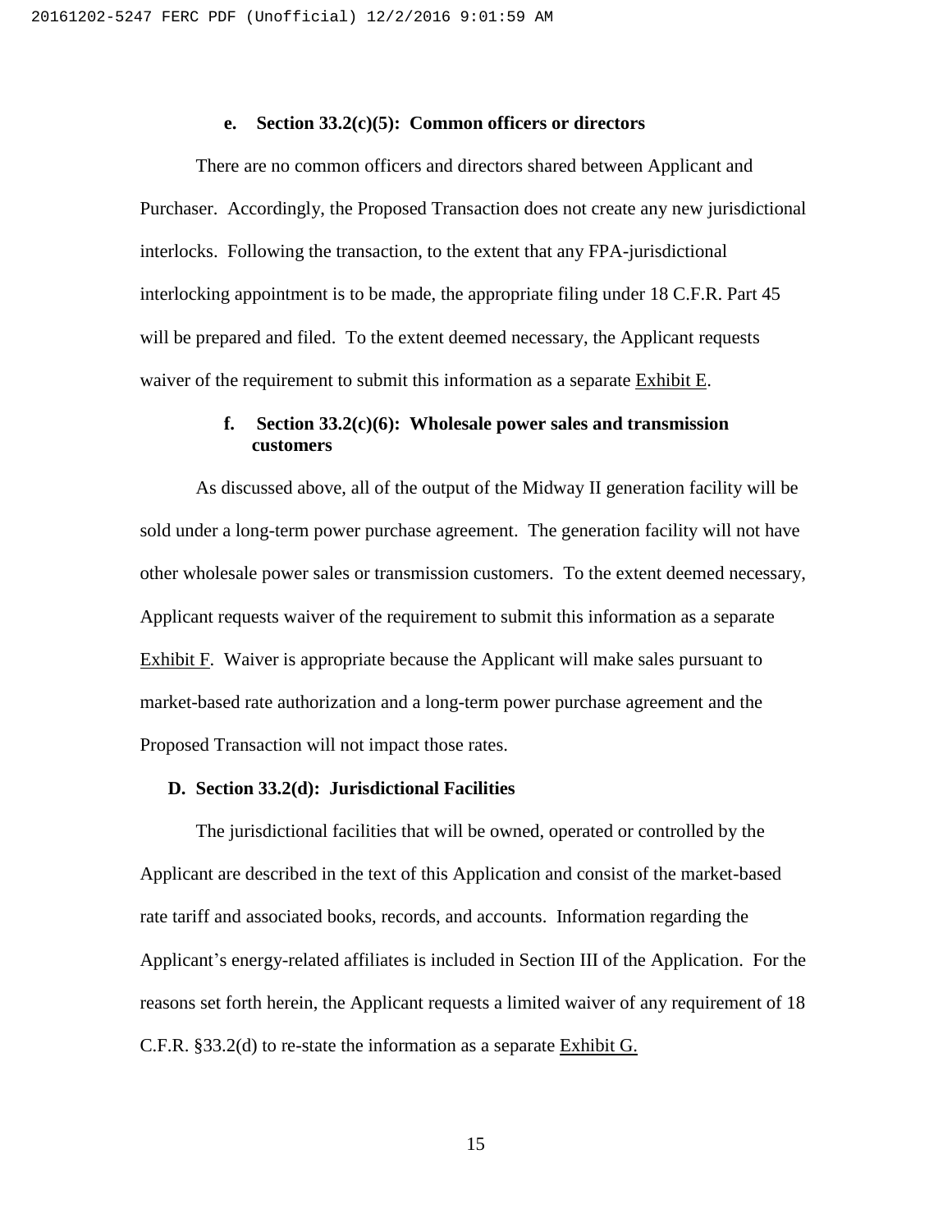**e. Section 33.2(c)(5): Common officers or directors**

There are no common officers and directors shared between Applicant and Purchaser. Accordingly, the Proposed Transaction does not create any new jurisdictional interlocks. Following the transaction, to the extent that any FPA-jurisdictional interlocking appointment is to be made, the appropriate filing under 18 C.F.R. Part 45 will be prepared and filed. To the extent deemed necessary, the Applicant requests waiver of the requirement to submit this information as a separate Exhibit E.

**f. Section 33.2(c)(6): Wholesale power sales and transmission customers**

As discussed above, all of the output of the Midway II generation facility will be sold under a long-term power purchase agreement. The generation facility will not have other wholesale power sales or transmission customers. To the extent deemed necessary, Applicant requests waiver of the requirement to submit this information as a separate Exhibit F. Waiver is appropriate because the Applicant will make sales pursuant to market-based rate authorization and a long-term power purchase agreement and the Proposed Transaction will not impact those rates.

**D. Section 33.2(d): Jurisdictional Facilities**

The jurisdictional facilities that will be owned, operated or controlled by the Applicant are described in the text of this Application and consist of the market-based rate tariff and associated books, records, and accounts. Information regarding the Applicant's energy-related affiliates is included in Section III of the Application. For the reasons set forth herein, the Applicant requests a limited waiver of any requirement of 18 C.F.R. §33.2(d) to re-state the information as a separate Exhibit G.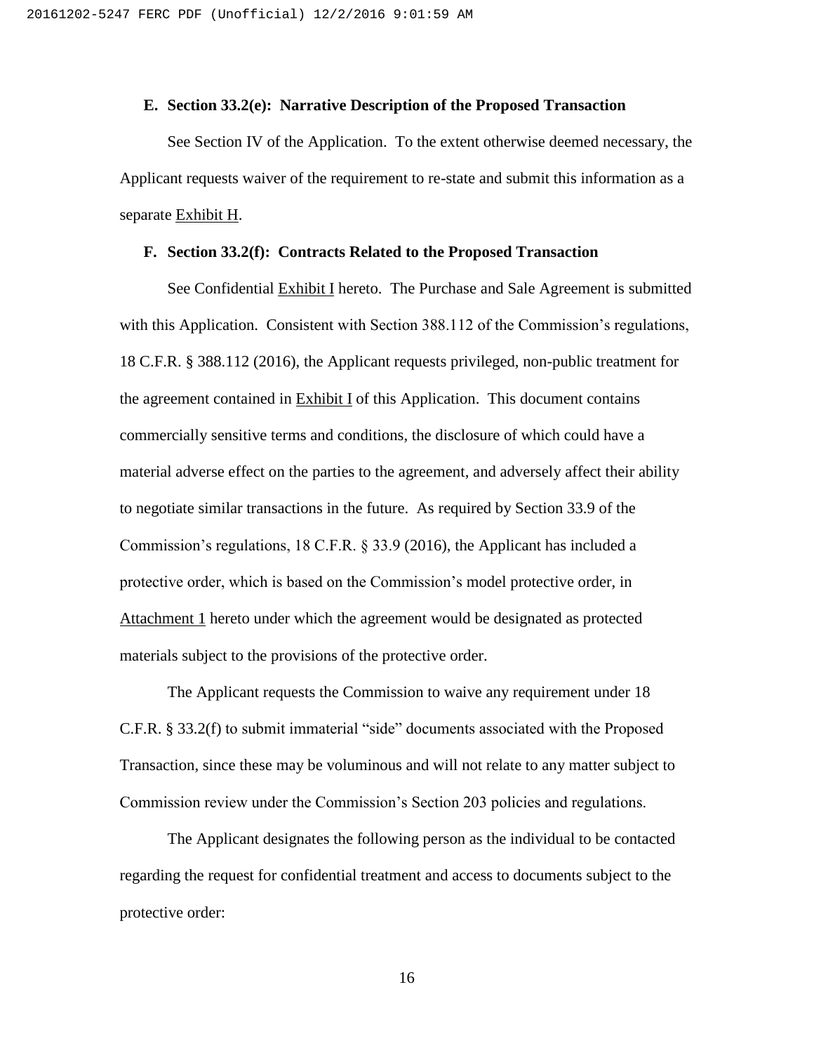### E. Section 33.2(e): Narrative Description of the Proposed Transaction

See Section IV of the Application. To the extent otherwise deemed necessary, the Applicant requests waiver of the requirement to re-state and submit this information as a separate Exhibit H.

### F. Section 33.2(f): Contracts Related to the Proposed Transaction

See Confidential Exhibit I hereto. The Purchase and Sale Agreement is submitted with this Application. Consistent with Section 388.112 of the Commission's regulations, 18 C.F.R. § 388.112 (2016), the Applicant requests privileged, non-public treatment for the agreement contained in Exhibit I of this Application. This document contains commercially sensitive terms and conditions, the disclosure of which could have a material adverse effect on the parties to the agreement, and adversely affect their ability to negotiate similar transactions in the future. As required by Section 33.9 of the Commission's regulations, 18 C.F.R. § 33.9 (2016), the Applicant has included a protective order, which is based on the Commission's model protective order, in Attachment 1 hereto under which the agreement would be designated as protected materials subject to the provisions of the protective order.

The Applicant requests the Commission to waive any requirement under 18 C.F.R. § 33.2(f) to submit immaterial "side" documents associated with the Proposed Transaction, since these may be voluminous and will not relate to any matter subject to Commission review under the Commission's Section 203 policies and regulations.

The Applicant designates the following person as the individual to be contacted regarding the request for confidential treatment and access to documents subject to the protective order: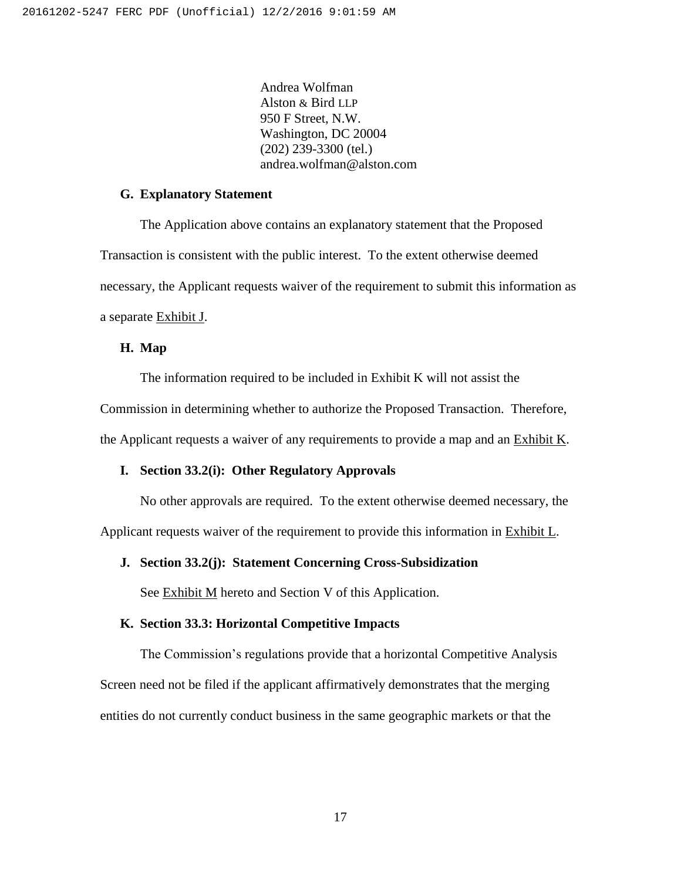Andrea Wolfman
Alston & Bird LLP
950 F Street, N.W.
Washington, DC 20004
(202) 239-3300 (tel.)
andrea.wolfman@alston.com

**G. Explanatory Statement**

The Application above contains an explanatory statement that the Proposed Transaction is consistent with the public interest. To the extent otherwise deemed necessary, the Applicant requests waiver of the requirement to submit this information as a separate Exhibit J.

**H. Map**

The information required to be included in Exhibit K will not assist the Commission in determining whether to authorize the Proposed Transaction. Therefore, the Applicant requests a waiver of any requirements to provide a map and an Exhibit K.

**I. Section 33.2(i): Other Regulatory Approvals**

No other approvals are required. To the extent otherwise deemed necessary, the Applicant requests waiver of the requirement to provide this information in Exhibit L.

**J. Section 33.2(j): Statement Concerning Cross-Subsidization**

See Exhibit M hereto and Section V of this Application.

**K. Section 33.3: Horizontal Competitive Impacts**

The Commission's regulations provide that a horizontal Competitive Analysis Screen need not be filed if the applicant affirmatively demonstrates that the merging entities do not currently conduct business in the same geographic markets or that the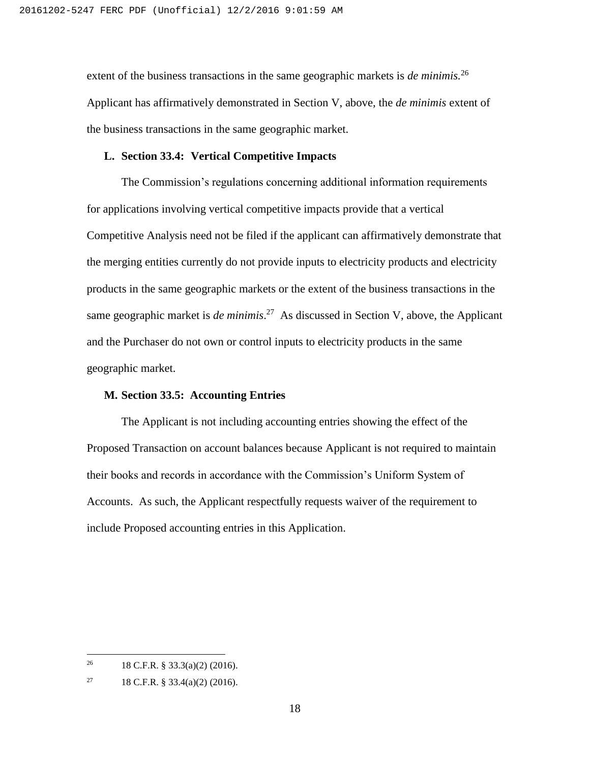extent of the business transactions in the same geographic markets is *de minimis*.[26] Applicant has affirmatively demonstrated in Section V, above, the *de minimis* extent of the business transactions in the same geographic market.

**L. Section 33.4: Vertical Competitive Impacts**

The Commission's regulations concerning additional information requirements for applications involving vertical competitive impacts provide that a vertical Competitive Analysis need not be filed if the applicant can affirmatively demonstrate that the merging entities currently do not provide inputs to electricity products and electricity products in the same geographic markets or the extent of the business transactions in the same geographic market is *de minimis*.[27] As discussed in Section V, above, the Applicant and the Purchaser do not own or control inputs to electricity products in the same geographic market.

**M. Section 33.5: Accounting Entries**

The Applicant is not including accounting entries showing the effect of the Proposed Transaction on account balances because Applicant is not required to maintain their books and records in accordance with the Commission's Uniform System of Accounts. As such, the Applicant respectfully requests waiver of the requirement to include Proposed accounting entries in this Application.

---

[26] 18 C.F.R. § 33.3(a)(2) (2016).

[27] 18 C.F.R. § 33.4(a)(2) (2016).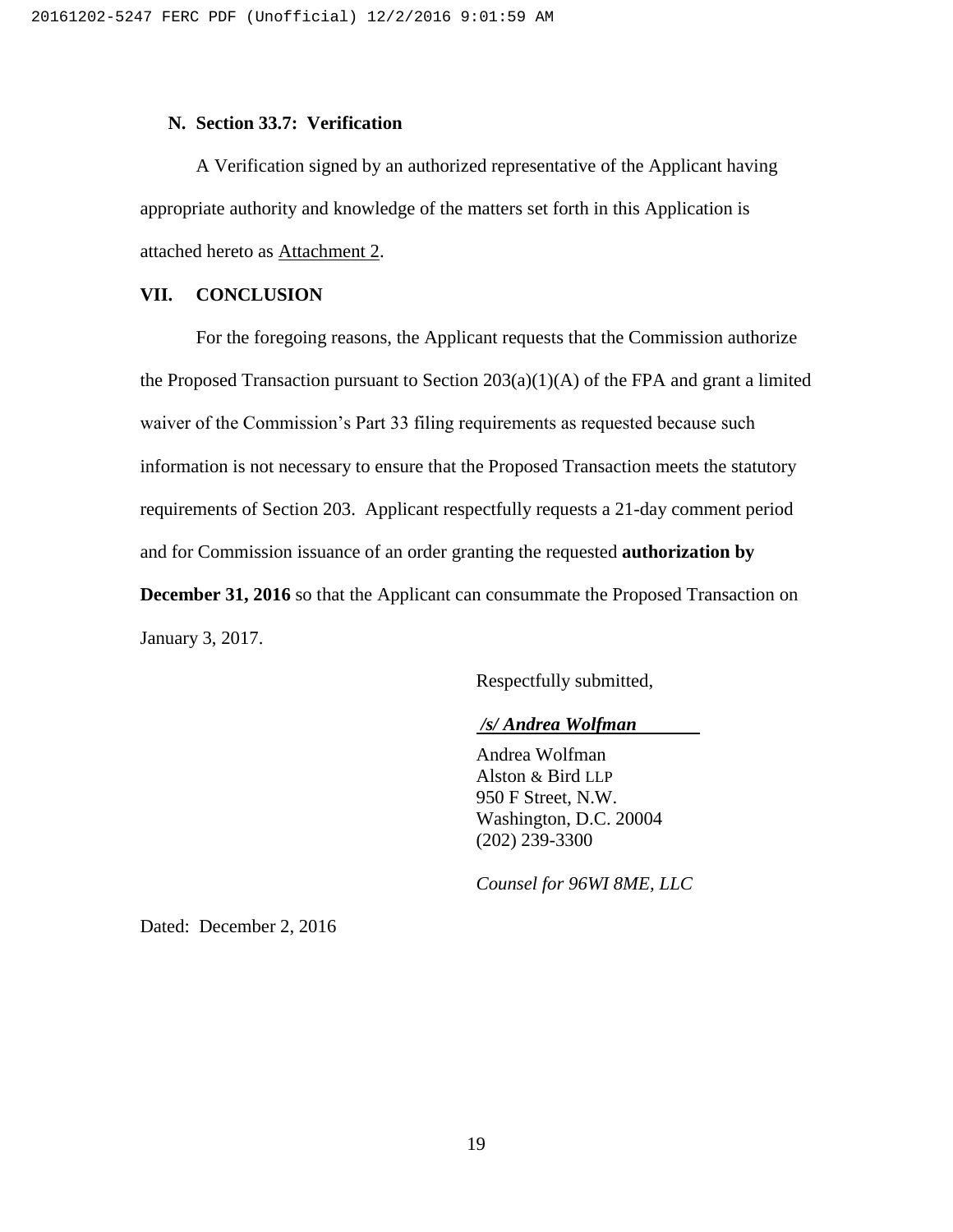### N. Section 33.7: Verification

A Verification signed by an authorized representative of the Applicant having appropriate authority and knowledge of the matters set forth in this Application is attached hereto as Attachment 2.

## VII. CONCLUSION

For the foregoing reasons, the Applicant requests that the Commission authorize the Proposed Transaction pursuant to Section 203(a)(1)(A) of the FPA and grant a limited waiver of the Commission's Part 33 filing requirements as requested because such information is not necessary to ensure that the Proposed Transaction meets the statutory requirements of Section 203. Applicant respectfully requests a 21-day comment period and for Commission issuance of an order granting the requested **authorization by December 31, 2016** so that the Applicant can consummate the Proposed Transaction on January 3, 2017.

Respectfully submitted,

***/s/ Andrea Wolfman***

Andrea Wolfman
Alston & Bird LLP
950 F Street, N.W.
Washington, D.C. 20004
(202) 239-3300

*Counsel for 96WI 8ME, LLC*

Dated: December 2, 2016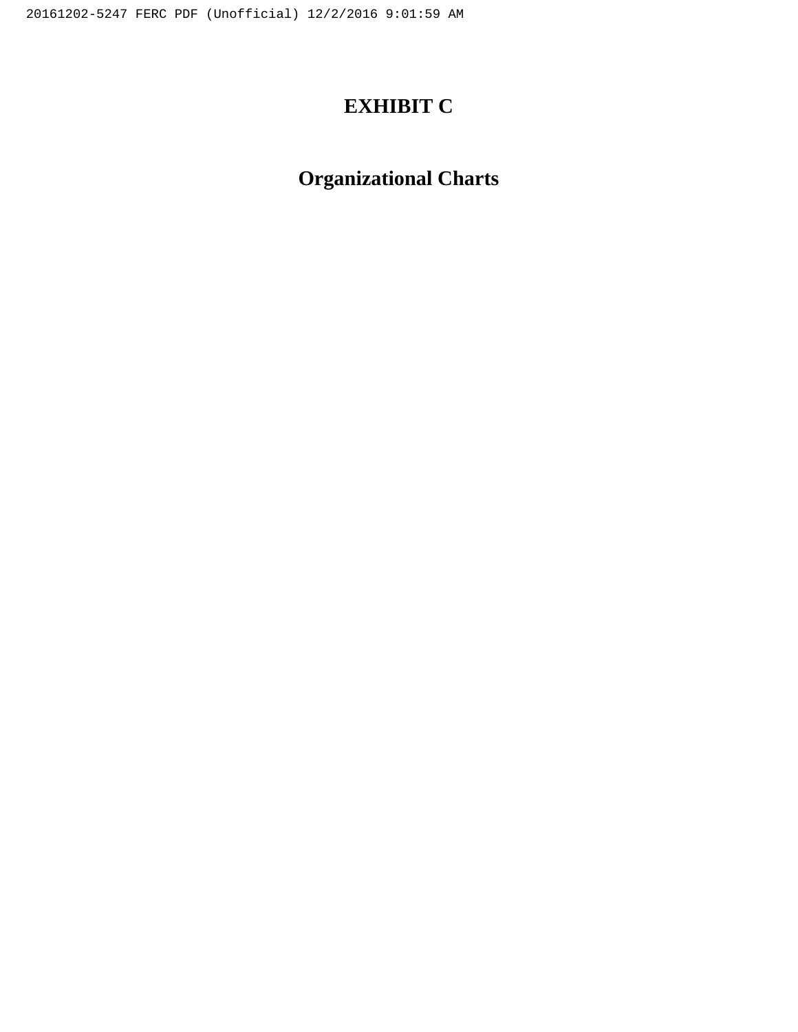# EXHIBIT C

# Organizational Charts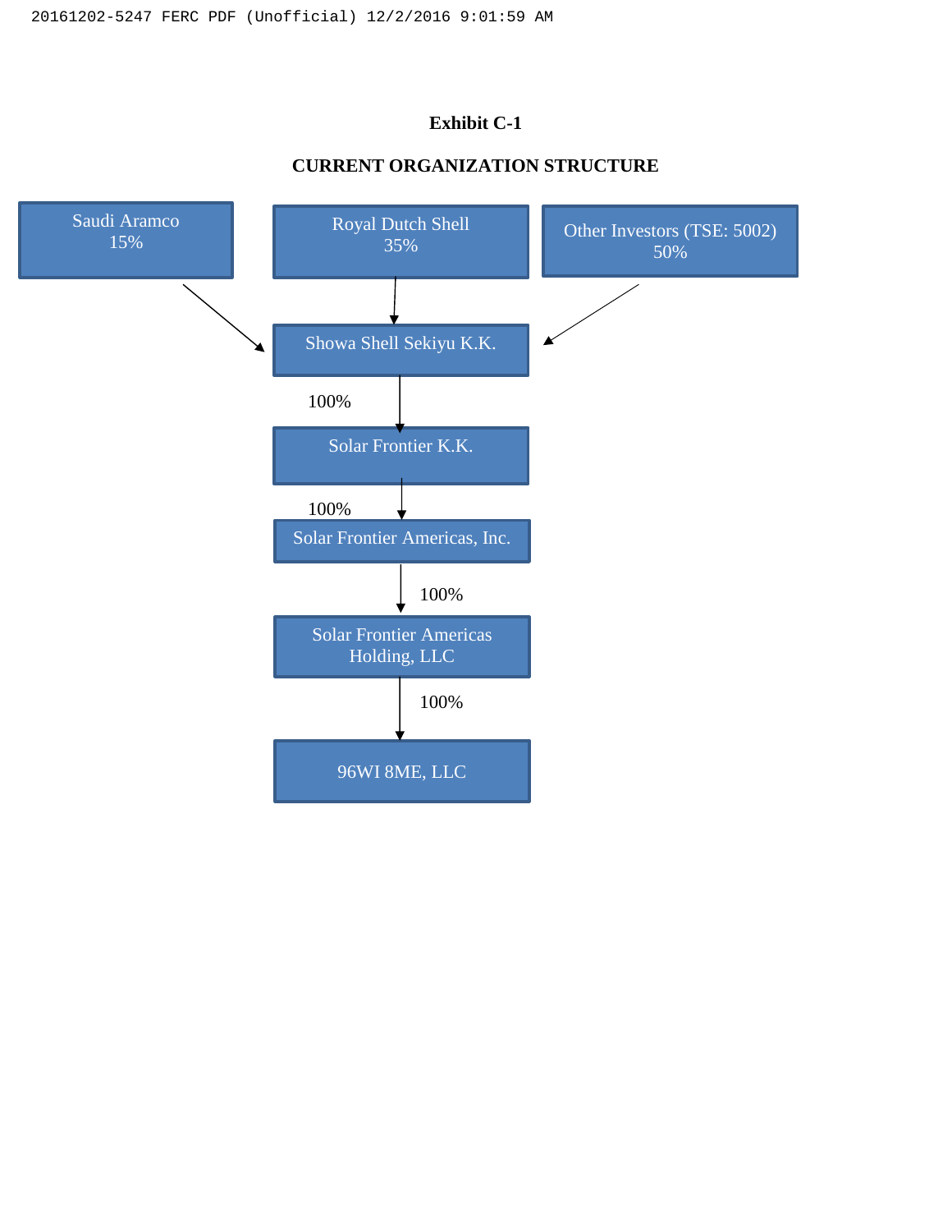**Exhibit C-1**

**CURRENT ORGANIZATION STRUCTURE**

Saudi Aramco
15%

Royal Dutch Shell
35%

Other Investors (TSE: 5002)
50%

Showa Shell Sekiyu K.K.

100%

Solar Frontier K.K.

100%

Solar Frontier Americas, Inc.

100%

Solar Frontier Americas Holding, LLC

100%

96WI 8ME, LLC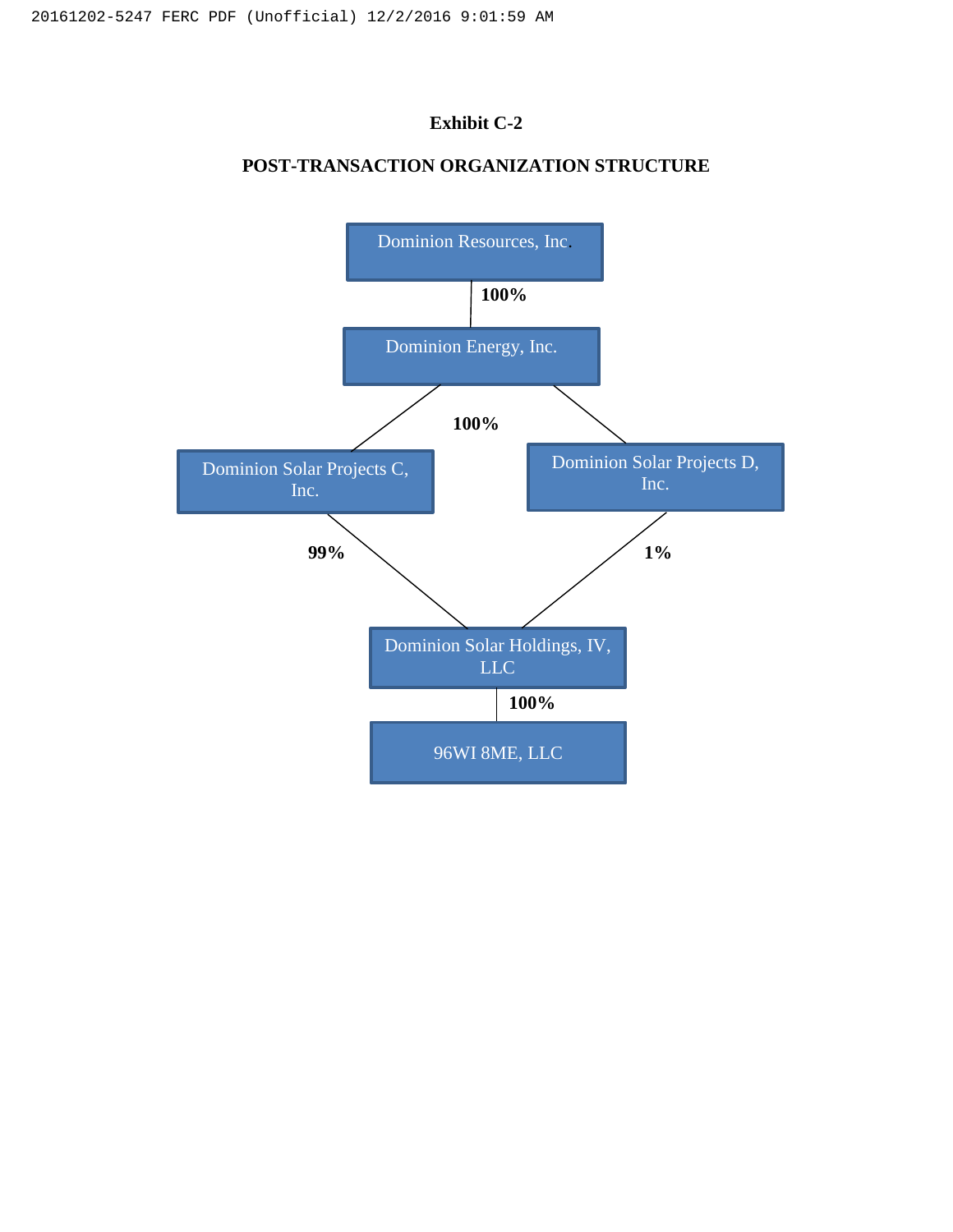# Exhibit C-2

## POST-TRANSACTION ORGANIZATION STRUCTURE

Dominion Resources, Inc.

100%

Dominion Energy, Inc.

100%

Dominion Solar Projects C, Inc.

Dominion Solar Projects D, Inc.

99%

1%

Dominion Solar Holdings, IV, LLC

100%

96WI 8ME, LLC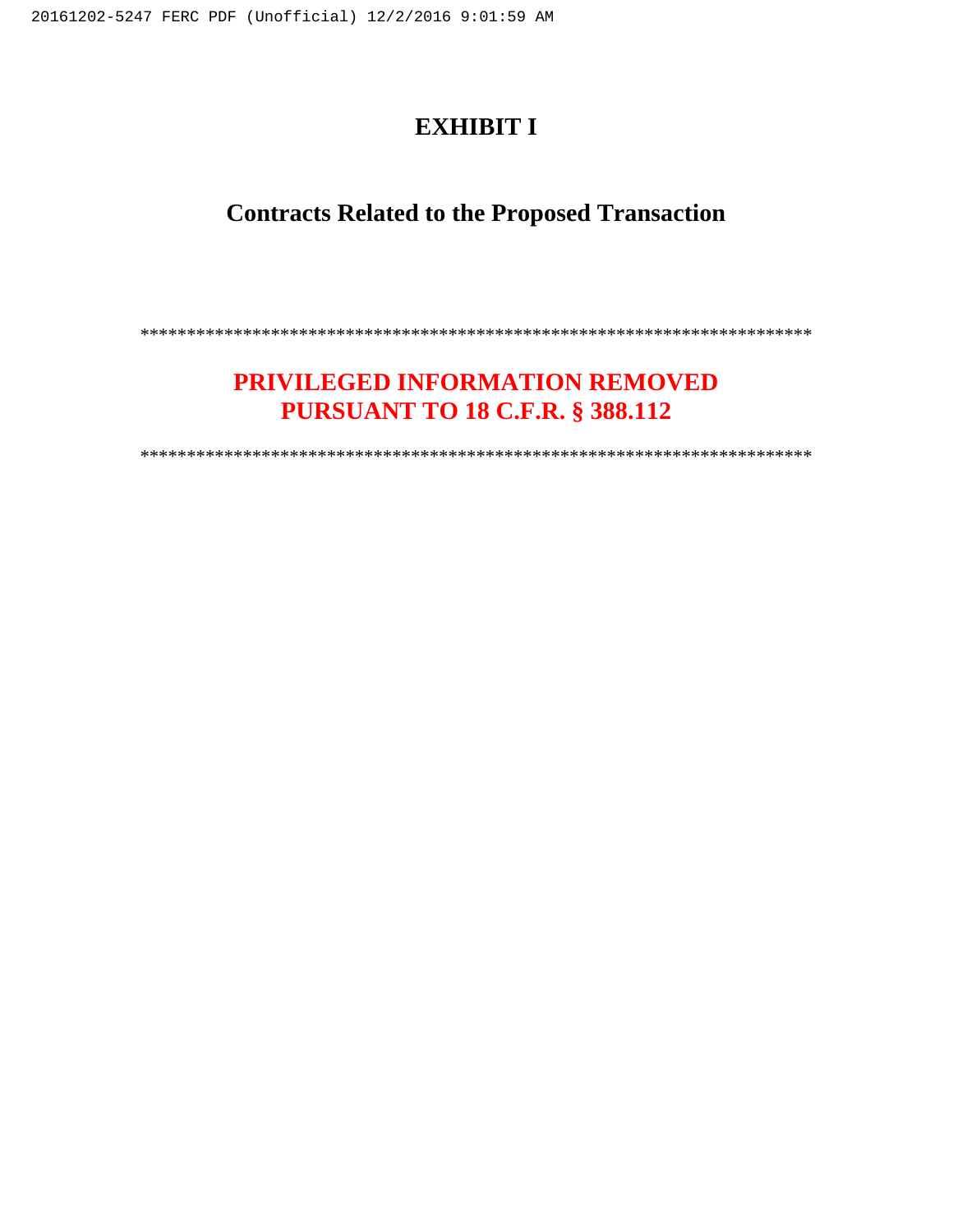# EXHIBIT I

## Contracts Related to the Proposed Transaction

**************************************************************************

**PRIVILEGED INFORMATION REMOVED**
**PURSUANT TO 18 C.F.R. § 388.112**

**************************************************************************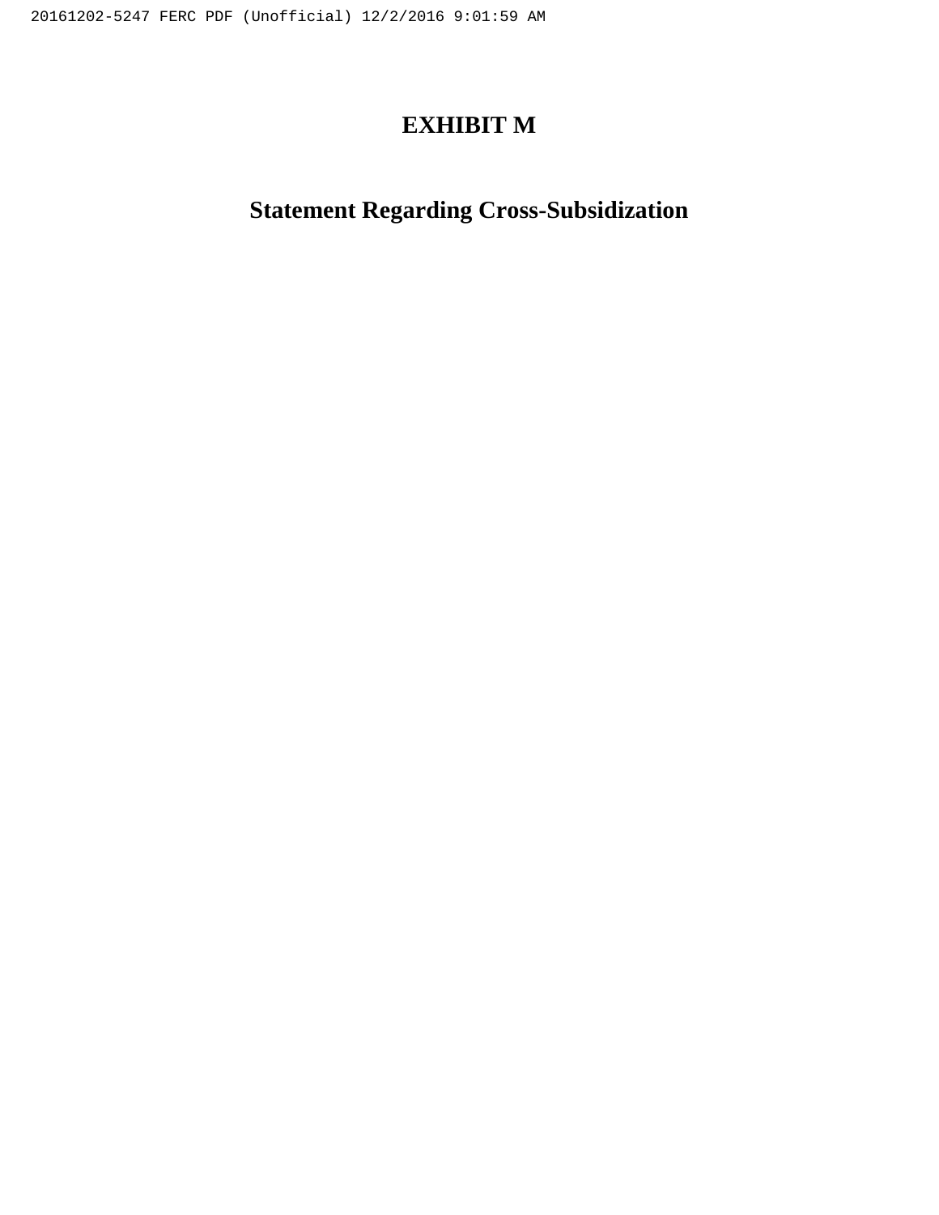# EXHIBIT M

## Statement Regarding Cross-Subsidization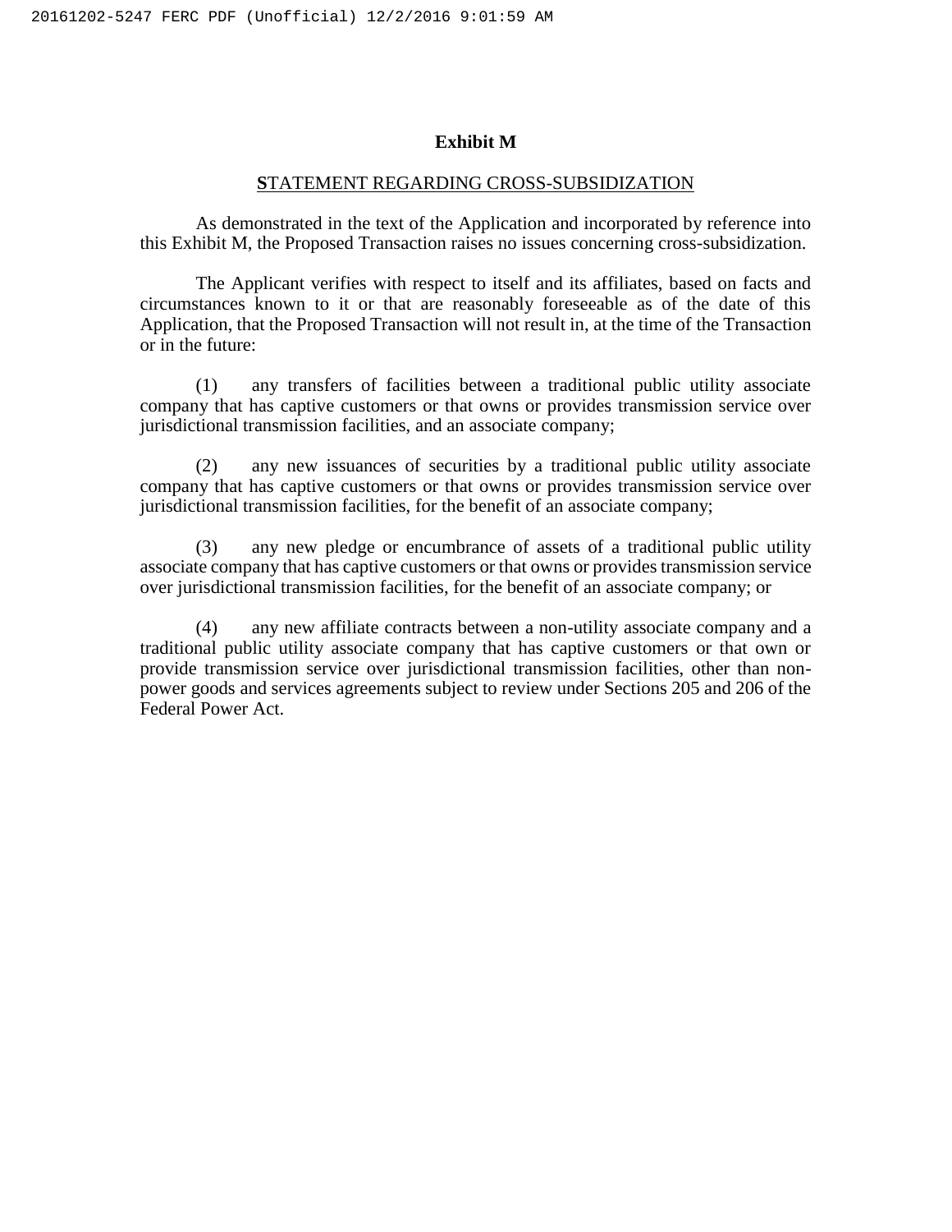## Exhibit M

STATEMENT REGARDING CROSS-SUBSIDIZATION

As demonstrated in the text of the Application and incorporated by reference into this Exhibit M, the Proposed Transaction raises no issues concerning cross-subsidization.

The Applicant verifies with respect to itself and its affiliates, based on facts and circumstances known to it or that are reasonably foreseeable as of the date of this Application, that the Proposed Transaction will not result in, at the time of the Transaction or in the future:

(1) any transfers of facilities between a traditional public utility associate company that has captive customers or that owns or provides transmission service over jurisdictional transmission facilities, and an associate company;

(2) any new issuances of securities by a traditional public utility associate company that has captive customers or that owns or provides transmission service over jurisdictional transmission facilities, for the benefit of an associate company;

(3) any new pledge or encumbrance of assets of a traditional public utility associate company that has captive customers or that owns or provides transmission service over jurisdictional transmission facilities, for the benefit of an associate company; or

(4) any new affiliate contracts between a non-utility associate company and a traditional public utility associate company that has captive customers or that own or provide transmission service over jurisdictional transmission facilities, other than non-power goods and services agreements subject to review under Sections 205 and 206 of the Federal Power Act.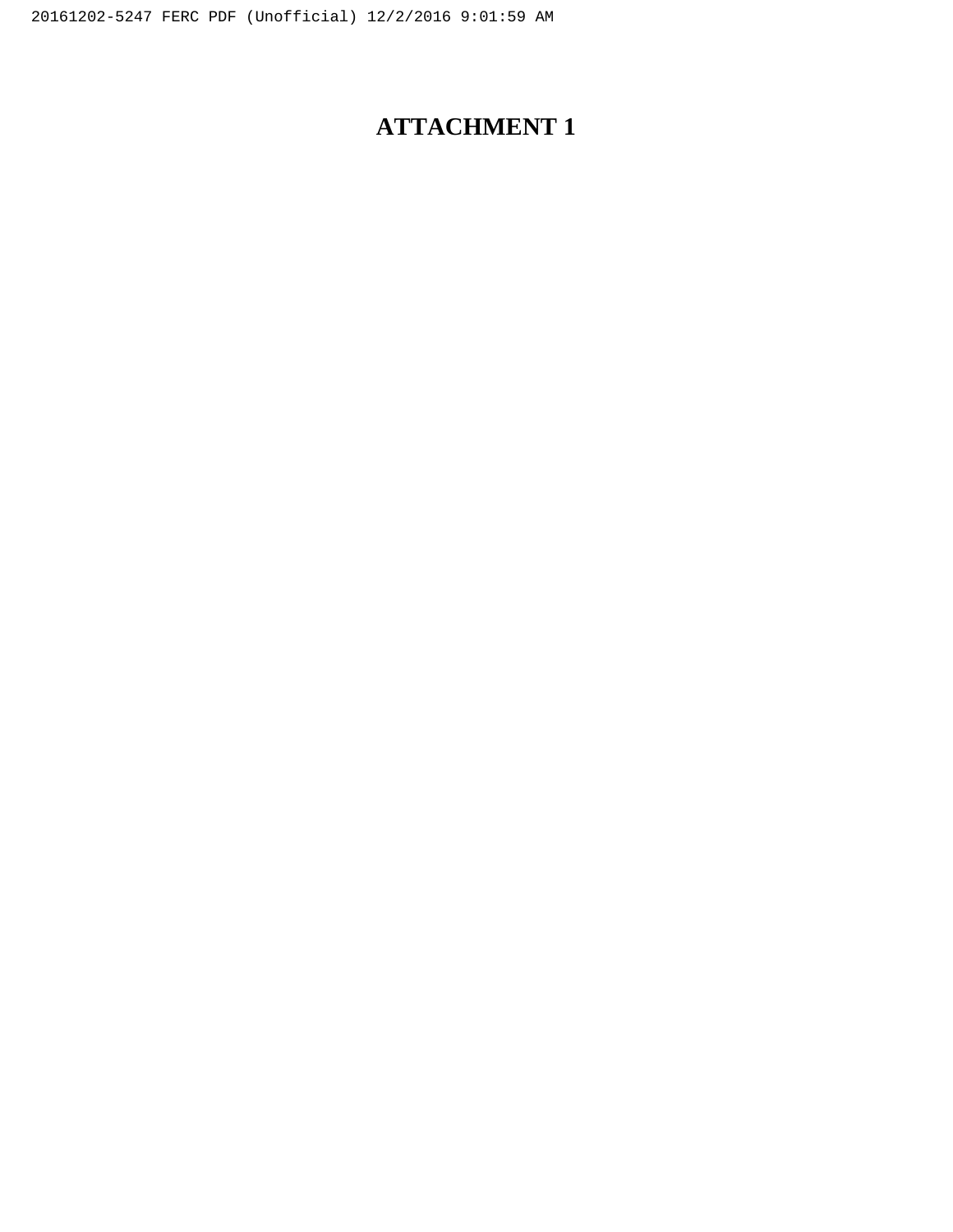# ATTACHMENT 1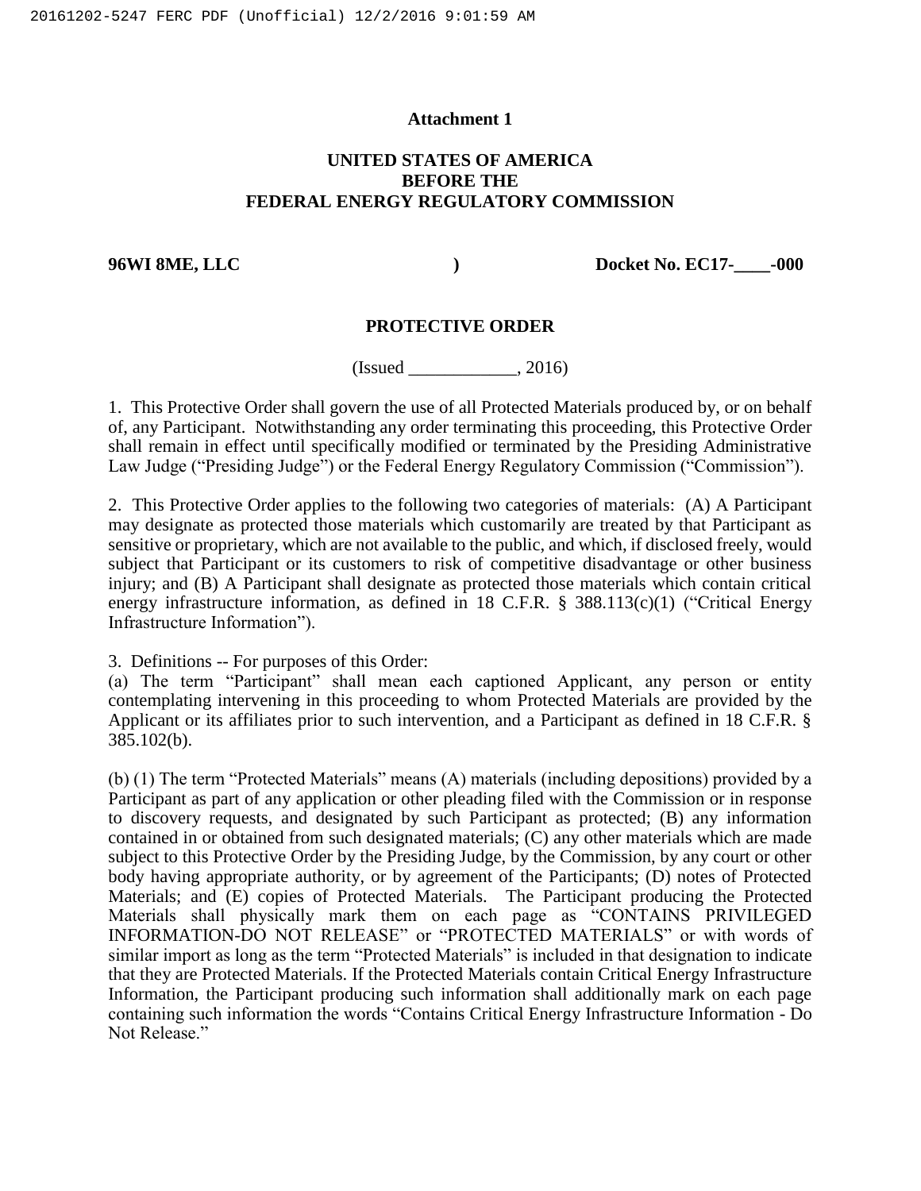**Attachment 1**

**UNITED STATES OF AMERICA**
**BEFORE THE**
**FEDERAL ENERGY REGULATORY COMMISSION**

**96WI 8ME, LLC** ) **Docket No. EC17-____-000**

**PROTECTIVE ORDER**

(Issued ____________, 2016)

1. This Protective Order shall govern the use of all Protected Materials produced by, or on behalf of, any Participant. Notwithstanding any order terminating this proceeding, this Protective Order shall remain in effect until specifically modified or terminated by the Presiding Administrative Law Judge ("Presiding Judge") or the Federal Energy Regulatory Commission ("Commission").

2. This Protective Order applies to the following two categories of materials: (A) A Participant may designate as protected those materials which customarily are treated by that Participant as sensitive or proprietary, which are not available to the public, and which, if disclosed freely, would subject that Participant or its customers to risk of competitive disadvantage or other business injury; and (B) A Participant shall designate as protected those materials which contain critical energy infrastructure information, as defined in 18 C.F.R. § 388.113(c)(1) ("Critical Energy Infrastructure Information").

3. Definitions -- For purposes of this Order:

(a) The term "Participant" shall mean each captioned Applicant, any person or entity contemplating intervening in this proceeding to whom Protected Materials are provided by the Applicant or its affiliates prior to such intervention, and a Participant as defined in 18 C.F.R. § 385.102(b).

(b) (1) The term "Protected Materials" means (A) materials (including depositions) provided by a Participant as part of any application or other pleading filed with the Commission or in response to discovery requests, and designated by such Participant as protected; (B) any information contained in or obtained from such designated materials; (C) any other materials which are made subject to this Protective Order by the Presiding Judge, by the Commission, by any court or other body having appropriate authority, or by agreement of the Participants; (D) notes of Protected Materials; and (E) copies of Protected Materials. The Participant producing the Protected Materials shall physically mark them on each page as "CONTAINS PRIVILEGED INFORMATION-DO NOT RELEASE" or "PROTECTED MATERIALS" or with words of similar import as long as the term "Protected Materials" is included in that designation to indicate that they are Protected Materials. If the Protected Materials contain Critical Energy Infrastructure Information, the Participant producing such information shall additionally mark on each page containing such information the words "Contains Critical Energy Infrastructure Information - Do Not Release."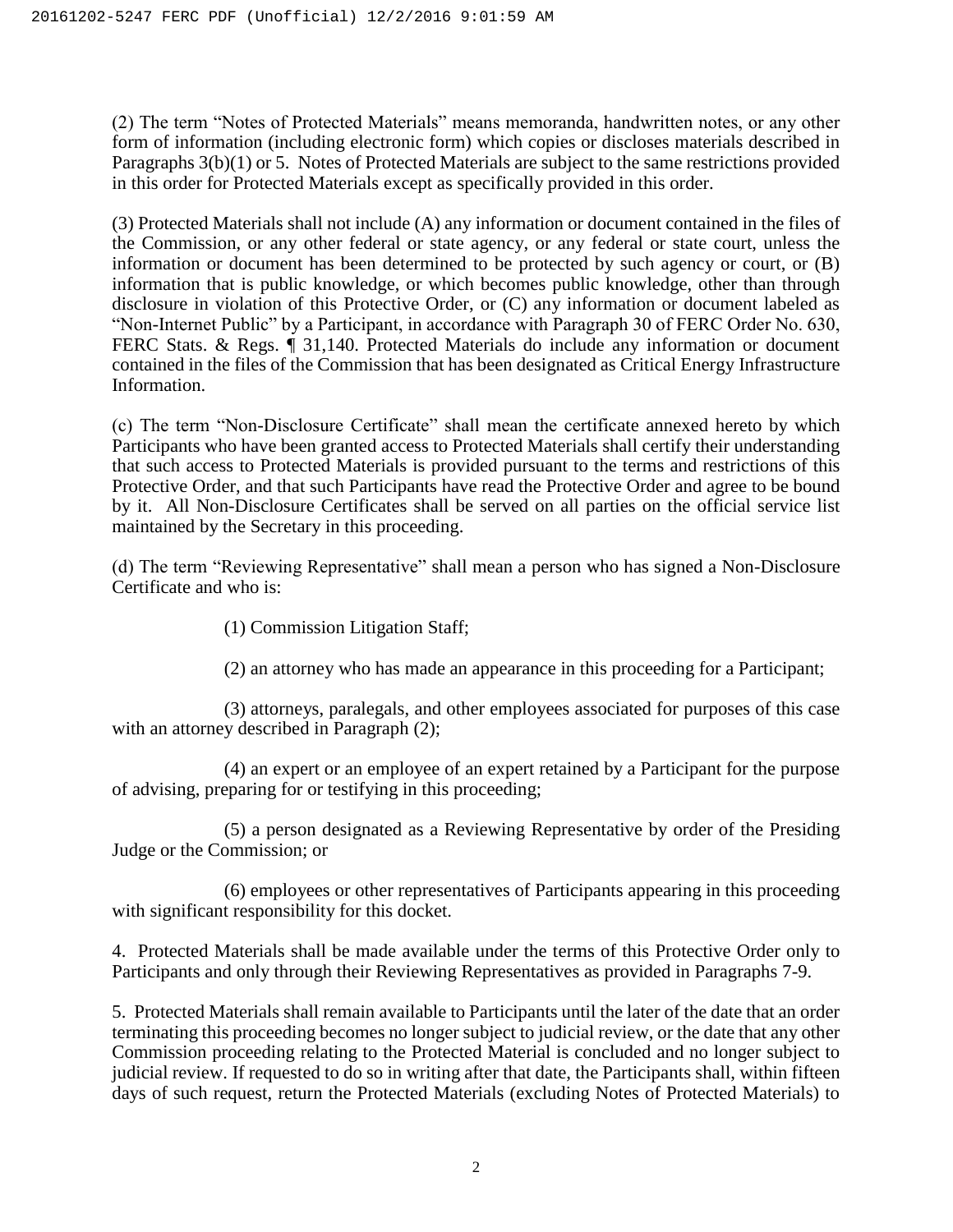(2) The term "Notes of Protected Materials" means memoranda, handwritten notes, or any other form of information (including electronic form) which copies or discloses materials described in Paragraphs 3(b)(1) or 5. Notes of Protected Materials are subject to the same restrictions provided in this order for Protected Materials except as specifically provided in this order.

(3) Protected Materials shall not include (A) any information or document contained in the files of the Commission, or any other federal or state agency, or any federal or state court, unless the information or document has been determined to be protected by such agency or court, or (B) information that is public knowledge, or which becomes public knowledge, other than through disclosure in violation of this Protective Order, or (C) any information or document labeled as "Non-Internet Public" by a Participant, in accordance with Paragraph 30 of FERC Order No. 630, FERC Stats. & Regs. ¶ 31,140. Protected Materials do include any information or document contained in the files of the Commission that has been designated as Critical Energy Infrastructure Information.

(c) The term "Non-Disclosure Certificate" shall mean the certificate annexed hereto by which Participants who have been granted access to Protected Materials shall certify their understanding that such access to Protected Materials is provided pursuant to the terms and restrictions of this Protective Order, and that such Participants have read the Protective Order and agree to be bound by it. All Non-Disclosure Certificates shall be served on all parties on the official service list maintained by the Secretary in this proceeding.

(d) The term "Reviewing Representative" shall mean a person who has signed a Non-Disclosure Certificate and who is:

(1) Commission Litigation Staff;

(2) an attorney who has made an appearance in this proceeding for a Participant;

(3) attorneys, paralegals, and other employees associated for purposes of this case with an attorney described in Paragraph (2);

(4) an expert or an employee of an expert retained by a Participant for the purpose of advising, preparing for or testifying in this proceeding;

(5) a person designated as a Reviewing Representative by order of the Presiding Judge or the Commission; or

(6) employees or other representatives of Participants appearing in this proceeding with significant responsibility for this docket.

4. Protected Materials shall be made available under the terms of this Protective Order only to Participants and only through their Reviewing Representatives as provided in Paragraphs 7-9.

5. Protected Materials shall remain available to Participants until the later of the date that an order terminating this proceeding becomes no longer subject to judicial review, or the date that any other Commission proceeding relating to the Protected Material is concluded and no longer subject to judicial review. If requested to do so in writing after that date, the Participants shall, within fifteen days of such request, return the Protected Materials (excluding Notes of Protected Materials) to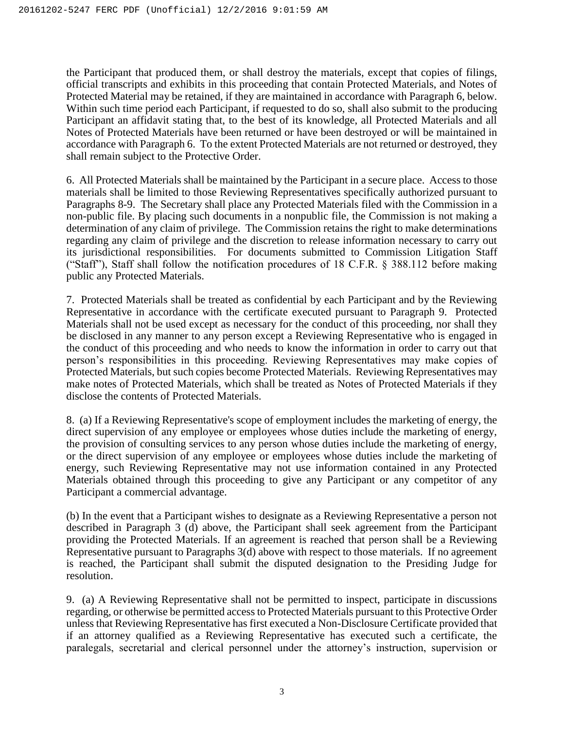the Participant that produced them, or shall destroy the materials, except that copies of filings, official transcripts and exhibits in this proceeding that contain Protected Materials, and Notes of Protected Material may be retained, if they are maintained in accordance with Paragraph 6, below. Within such time period each Participant, if requested to do so, shall also submit to the producing Participant an affidavit stating that, to the best of its knowledge, all Protected Materials and all Notes of Protected Materials have been returned or have been destroyed or will be maintained in accordance with Paragraph 6. To the extent Protected Materials are not returned or destroyed, they shall remain subject to the Protective Order.

6. All Protected Materials shall be maintained by the Participant in a secure place. Access to those materials shall be limited to those Reviewing Representatives specifically authorized pursuant to Paragraphs 8-9. The Secretary shall place any Protected Materials filed with the Commission in a non-public file. By placing such documents in a nonpublic file, the Commission is not making a determination of any claim of privilege. The Commission retains the right to make determinations regarding any claim of privilege and the discretion to release information necessary to carry out its jurisdictional responsibilities. For documents submitted to Commission Litigation Staff ("Staff"), Staff shall follow the notification procedures of 18 C.F.R. § 388.112 before making public any Protected Materials.

7. Protected Materials shall be treated as confidential by each Participant and by the Reviewing Representative in accordance with the certificate executed pursuant to Paragraph 9. Protected Materials shall not be used except as necessary for the conduct of this proceeding, nor shall they be disclosed in any manner to any person except a Reviewing Representative who is engaged in the conduct of this proceeding and who needs to know the information in order to carry out that person's responsibilities in this proceeding. Reviewing Representatives may make copies of Protected Materials, but such copies become Protected Materials. Reviewing Representatives may make notes of Protected Materials, which shall be treated as Notes of Protected Materials if they disclose the contents of Protected Materials.

8. (a) If a Reviewing Representative's scope of employment includes the marketing of energy, the direct supervision of any employee or employees whose duties include the marketing of energy, the provision of consulting services to any person whose duties include the marketing of energy, or the direct supervision of any employee or employees whose duties include the marketing of energy, such Reviewing Representative may not use information contained in any Protected Materials obtained through this proceeding to give any Participant or any competitor of any Participant a commercial advantage.

(b) In the event that a Participant wishes to designate as a Reviewing Representative a person not described in Paragraph 3 (d) above, the Participant shall seek agreement from the Participant providing the Protected Materials. If an agreement is reached that person shall be a Reviewing Representative pursuant to Paragraphs 3(d) above with respect to those materials. If no agreement is reached, the Participant shall submit the disputed designation to the Presiding Judge for resolution.

9. (a) A Reviewing Representative shall not be permitted to inspect, participate in discussions regarding, or otherwise be permitted access to Protected Materials pursuant to this Protective Order unless that Reviewing Representative has first executed a Non-Disclosure Certificate provided that if an attorney qualified as a Reviewing Representative has executed such a certificate, the paralegals, secretarial and clerical personnel under the attorney's instruction, supervision or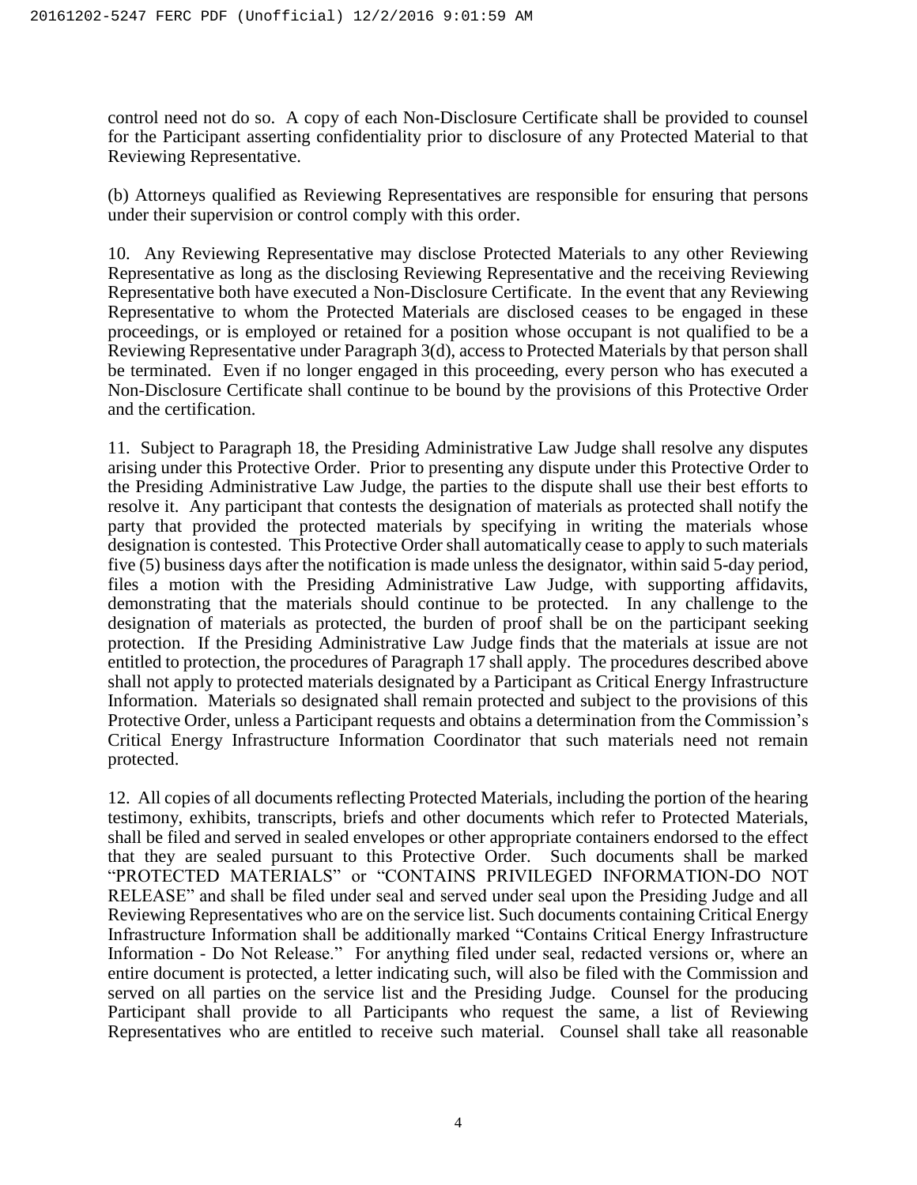control need not do so. A copy of each Non-Disclosure Certificate shall be provided to counsel for the Participant asserting confidentiality prior to disclosure of any Protected Material to that Reviewing Representative.

(b) Attorneys qualified as Reviewing Representatives are responsible for ensuring that persons under their supervision or control comply with this order.

10. Any Reviewing Representative may disclose Protected Materials to any other Reviewing Representative as long as the disclosing Reviewing Representative and the receiving Reviewing Representative both have executed a Non-Disclosure Certificate. In the event that any Reviewing Representative to whom the Protected Materials are disclosed ceases to be engaged in these proceedings, or is employed or retained for a position whose occupant is not qualified to be a Reviewing Representative under Paragraph 3(d), access to Protected Materials by that person shall be terminated. Even if no longer engaged in this proceeding, every person who has executed a Non-Disclosure Certificate shall continue to be bound by the provisions of this Protective Order and the certification.

11. Subject to Paragraph 18, the Presiding Administrative Law Judge shall resolve any disputes arising under this Protective Order. Prior to presenting any dispute under this Protective Order to the Presiding Administrative Law Judge, the parties to the dispute shall use their best efforts to resolve it. Any participant that contests the designation of materials as protected shall notify the party that provided the protected materials by specifying in writing the materials whose designation is contested. This Protective Order shall automatically cease to apply to such materials five (5) business days after the notification is made unless the designator, within said 5-day period, files a motion with the Presiding Administrative Law Judge, with supporting affidavits, demonstrating that the materials should continue to be protected. In any challenge to the designation of materials as protected, the burden of proof shall be on the participant seeking protection. If the Presiding Administrative Law Judge finds that the materials at issue are not entitled to protection, the procedures of Paragraph 17 shall apply. The procedures described above shall not apply to protected materials designated by a Participant as Critical Energy Infrastructure Information. Materials so designated shall remain protected and subject to the provisions of this Protective Order, unless a Participant requests and obtains a determination from the Commission's Critical Energy Infrastructure Information Coordinator that such materials need not remain protected.

12. All copies of all documents reflecting Protected Materials, including the portion of the hearing testimony, exhibits, transcripts, briefs and other documents which refer to Protected Materials, shall be filed and served in sealed envelopes or other appropriate containers endorsed to the effect that they are sealed pursuant to this Protective Order. Such documents shall be marked "PROTECTED MATERIALS" or "CONTAINS PRIVILEGED INFORMATION-DO NOT RELEASE" and shall be filed under seal and served under seal upon the Presiding Judge and all Reviewing Representatives who are on the service list. Such documents containing Critical Energy Infrastructure Information shall be additionally marked "Contains Critical Energy Infrastructure Information - Do Not Release." For anything filed under seal, redacted versions or, where an entire document is protected, a letter indicating such, will also be filed with the Commission and served on all parties on the service list and the Presiding Judge. Counsel for the producing Participant shall provide to all Participants who request the same, a list of Reviewing Representatives who are entitled to receive such material. Counsel shall take all reasonable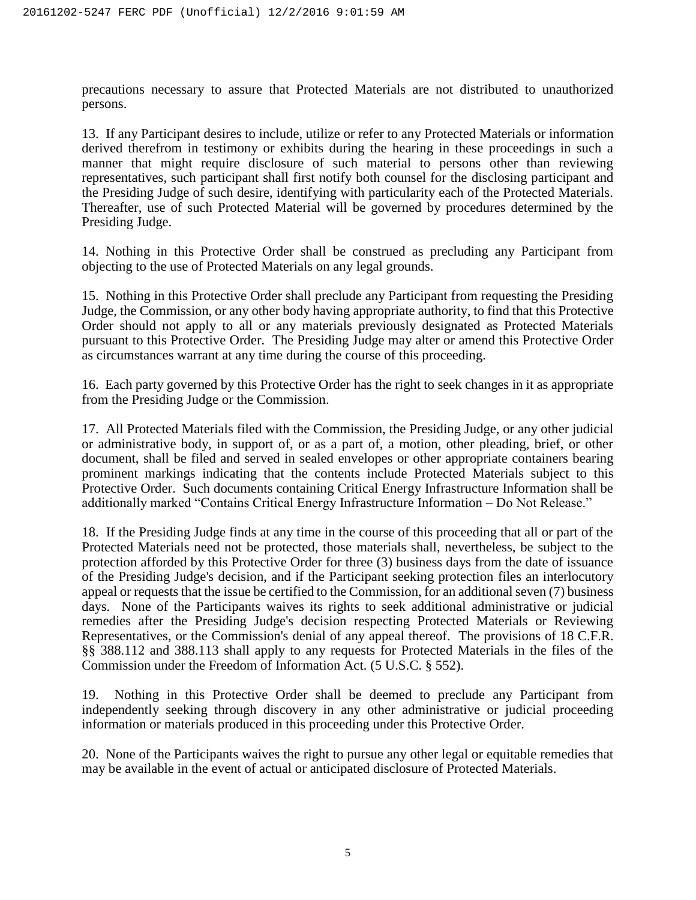precautions necessary to assure that Protected Materials are not distributed to unauthorized persons.

13. If any Participant desires to include, utilize or refer to any Protected Materials or information derived therefrom in testimony or exhibits during the hearing in these proceedings in such a manner that might require disclosure of such material to persons other than reviewing representatives, such participant shall first notify both counsel for the disclosing participant and the Presiding Judge of such desire, identifying with particularity each of the Protected Materials. Thereafter, use of such Protected Material will be governed by procedures determined by the Presiding Judge.

14. Nothing in this Protective Order shall be construed as precluding any Participant from objecting to the use of Protected Materials on any legal grounds.

15. Nothing in this Protective Order shall preclude any Participant from requesting the Presiding Judge, the Commission, or any other body having appropriate authority, to find that this Protective Order should not apply to all or any materials previously designated as Protected Materials pursuant to this Protective Order. The Presiding Judge may alter or amend this Protective Order as circumstances warrant at any time during the course of this proceeding.

16. Each party governed by this Protective Order has the right to seek changes in it as appropriate from the Presiding Judge or the Commission.

17. All Protected Materials filed with the Commission, the Presiding Judge, or any other judicial or administrative body, in support of, or as a part of, a motion, other pleading, brief, or other document, shall be filed and served in sealed envelopes or other appropriate containers bearing prominent markings indicating that the contents include Protected Materials subject to this Protective Order. Such documents containing Critical Energy Infrastructure Information shall be additionally marked "Contains Critical Energy Infrastructure Information – Do Not Release."

18. If the Presiding Judge finds at any time in the course of this proceeding that all or part of the Protected Materials need not be protected, those materials shall, nevertheless, be subject to the protection afforded by this Protective Order for three (3) business days from the date of issuance of the Presiding Judge's decision, and if the Participant seeking protection files an interlocutory appeal or requests that the issue be certified to the Commission, for an additional seven (7) business days. None of the Participants waives its rights to seek additional administrative or judicial remedies after the Presiding Judge's decision respecting Protected Materials or Reviewing Representatives, or the Commission's denial of any appeal thereof. The provisions of 18 C.F.R. §§ 388.112 and 388.113 shall apply to any requests for Protected Materials in the files of the Commission under the Freedom of Information Act. (5 U.S.C. § 552).

19. Nothing in this Protective Order shall be deemed to preclude any Participant from independently seeking through discovery in any other administrative or judicial proceeding information or materials produced in this proceeding under this Protective Order.

20. None of the Participants waives the right to pursue any other legal or equitable remedies that may be available in the event of actual or anticipated disclosure of Protected Materials.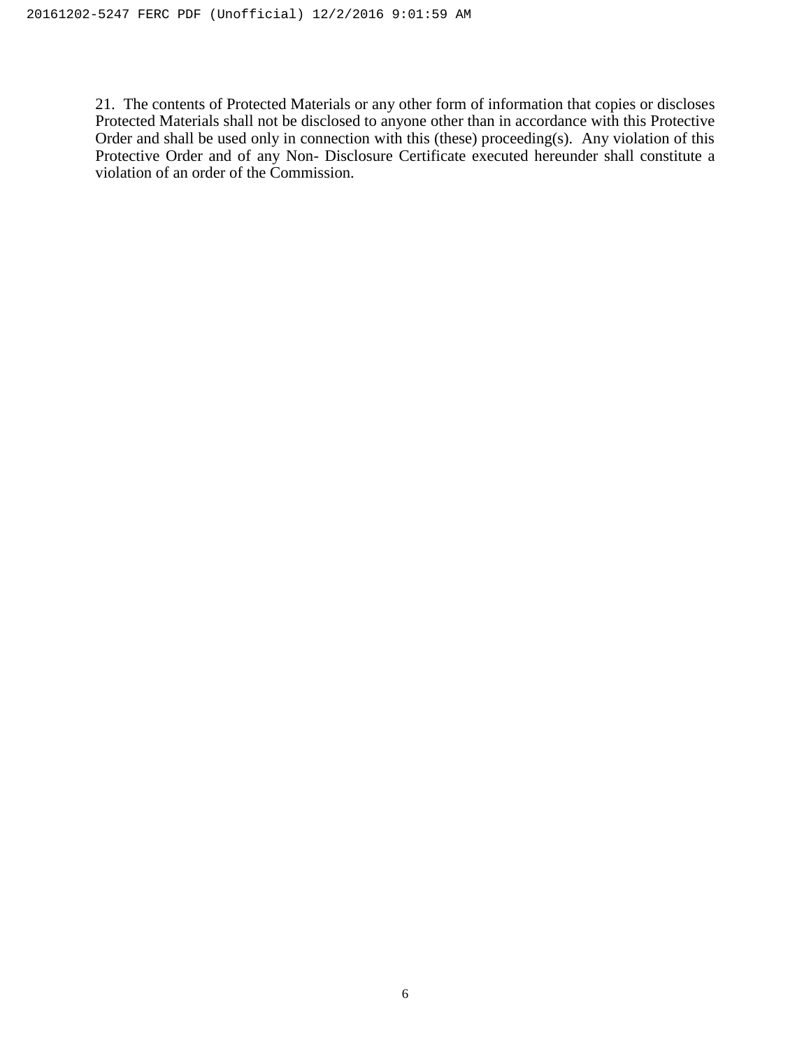21. The contents of Protected Materials or any other form of information that copies or discloses Protected Materials shall not be disclosed to anyone other than in accordance with this Protective Order and shall be used only in connection with this (these) proceeding(s). Any violation of this Protective Order and of any Non- Disclosure Certificate executed hereunder shall constitute a violation of an order of the Commission.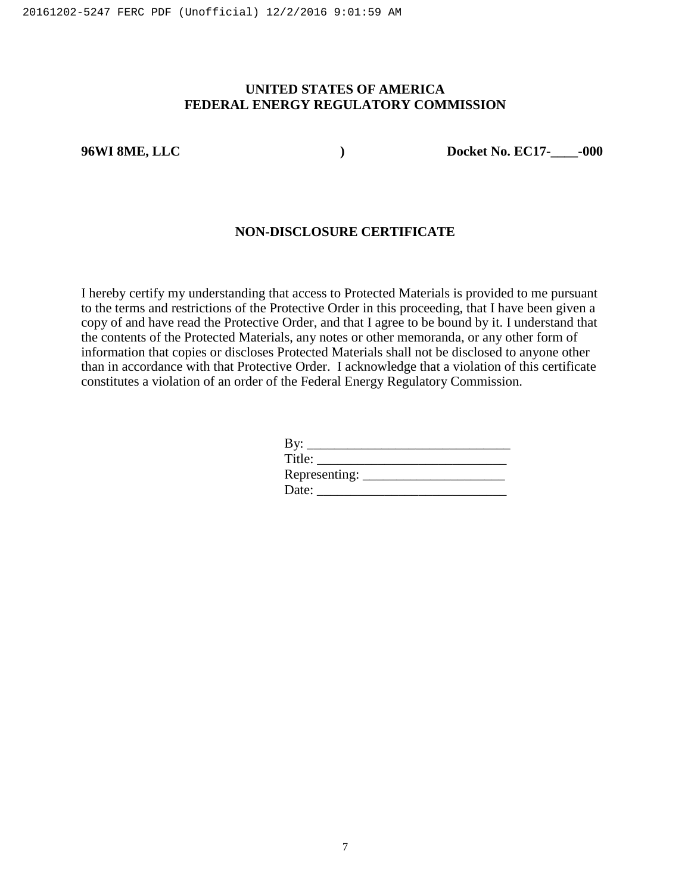**UNITED STATES OF AMERICA**
**FEDERAL ENERGY REGULATORY COMMISSION**

**96WI 8ME, LLC** **)** **Docket No. EC17-____-000**

**NON-DISCLOSURE CERTIFICATE**

I hereby certify my understanding that access to Protected Materials is provided to me pursuant to the terms and restrictions of the Protective Order in this proceeding, that I have been given a copy of and have read the Protective Order, and that I agree to be bound by it. I understand that the contents of the Protected Materials, any notes or other memoranda, or any other form of information that copies or discloses Protected Materials shall not be disclosed to anyone other than in accordance with that Protective Order. I acknowledge that a violation of this certificate constitutes a violation of an order of the Federal Energy Regulatory Commission.

By: _____________________________
Title: ___________________________
Representing: ____________________
Date: ___________________________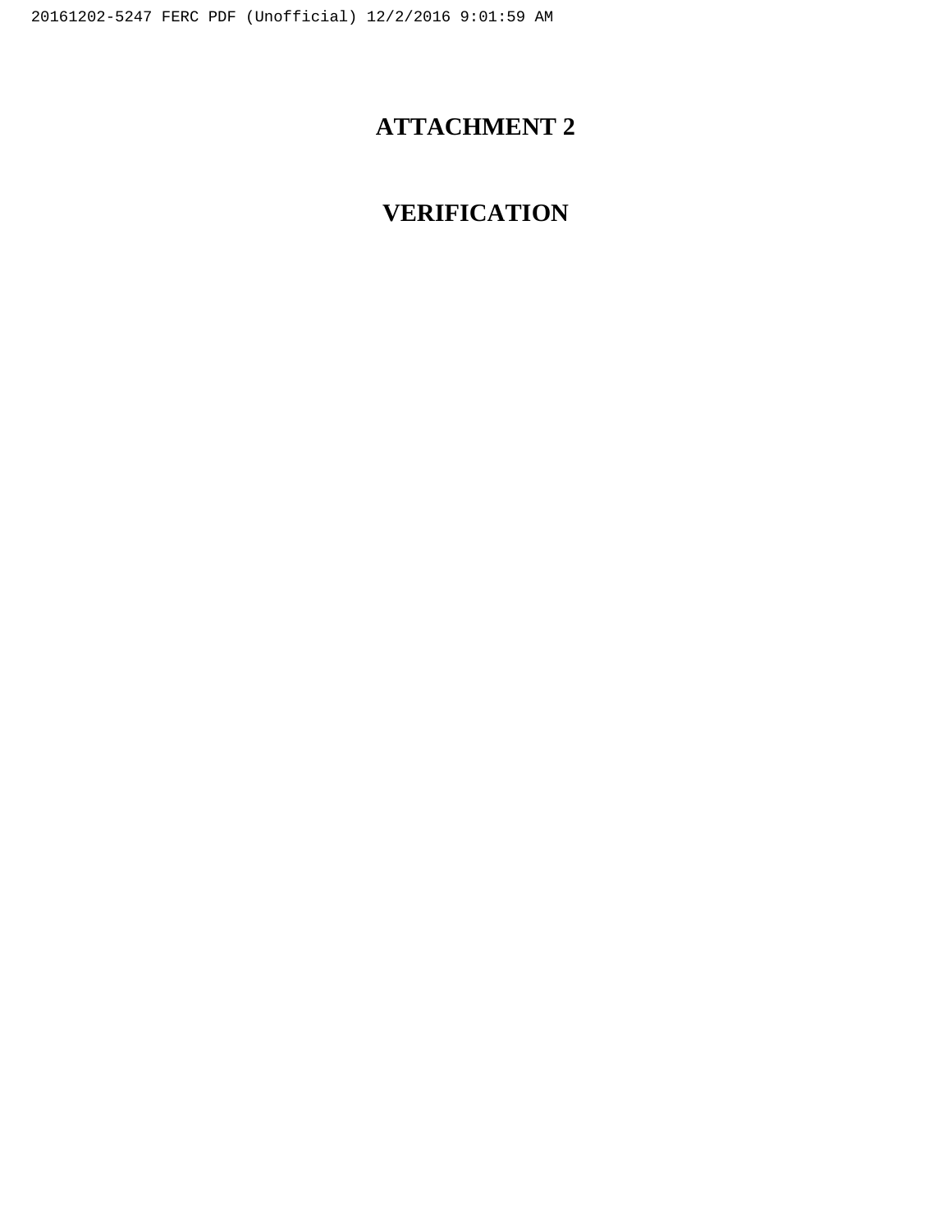# ATTACHMENT 2

# VERIFICATION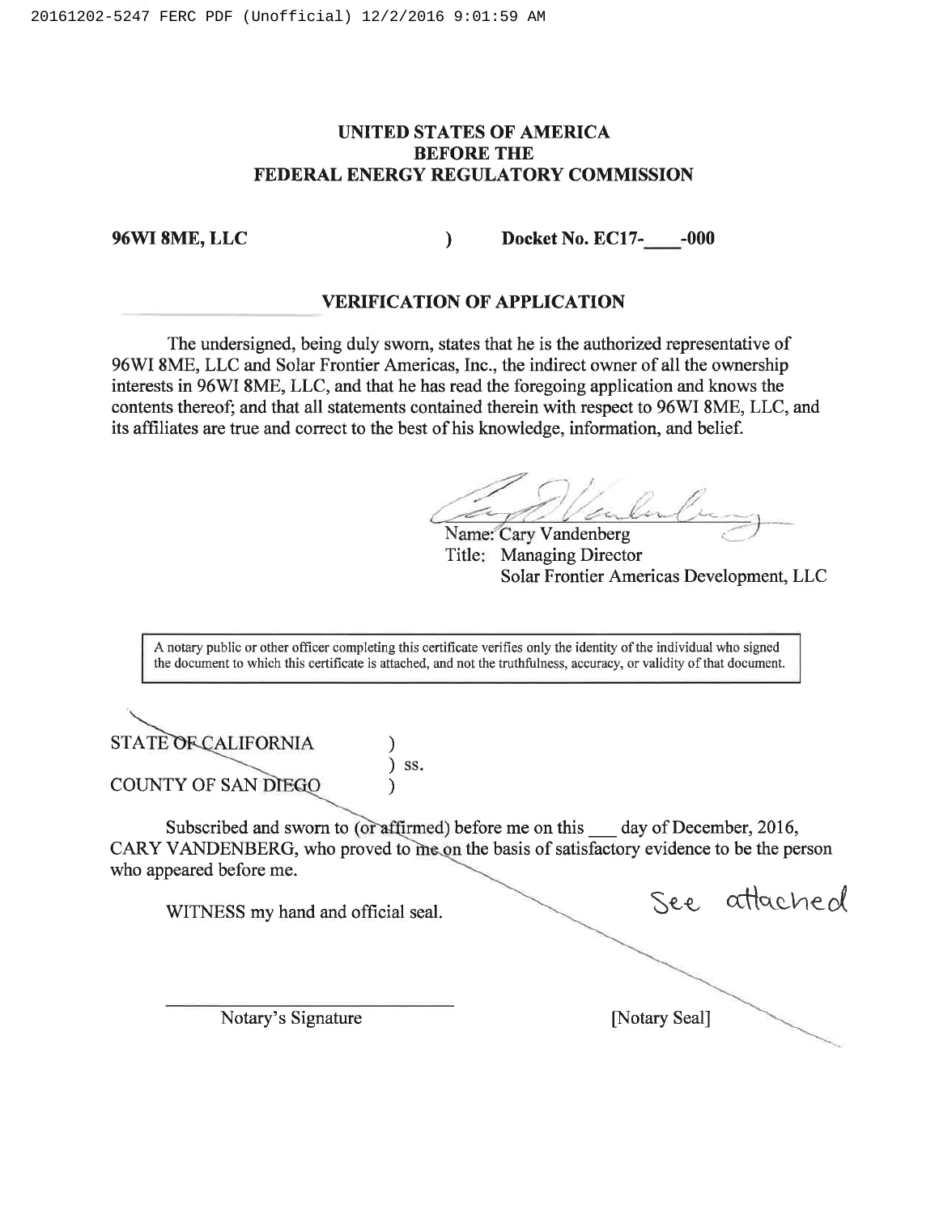**UNITED STATES OF AMERICA**
**BEFORE THE**
**FEDERAL ENERGY REGULATORY COMMISSION**

**96WI 8ME, LLC** ) **Docket No. EC17-\_\_\_\_-000**

## VERIFICATION OF APPLICATION

The undersigned, being duly sworn, states that he is the authorized representative of 96WI 8ME, LLC and Solar Frontier Americas, Inc., the indirect owner of all the ownership interests in 96WI 8ME, LLC, and that he has read the foregoing application and knows the contents thereof; and that all statements contained therein with respect to 96WI 8ME, LLC, and its affiliates are true and correct to the best of his knowledge, information, and belief.

Name: Cary Vandenberg
Title: Managing Director
Solar Frontier Americas Development, LLC

> A notary public or other officer completing this certificate verifies only the identity of the individual who signed the document to which this certificate is attached, and not the truthfulness, accuracy, or validity of that document.

STATE OF CALIFORNIA )
) ss.
COUNTY OF SAN DIEGO )

Subscribed and sworn to (or affirmed) before me on this \_\_\_ day of December, 2016, CARY VANDENBERG, who proved to me on the basis of satisfactory evidence to be the person who appeared before me.

WITNESS my hand and official seal.

See attached

\_\_\_\_\_\_\_\_\_\_\_\_\_\_\_\_\_\_\_\_\_\_\_\_\_
Notary's Signature

[Notary Seal]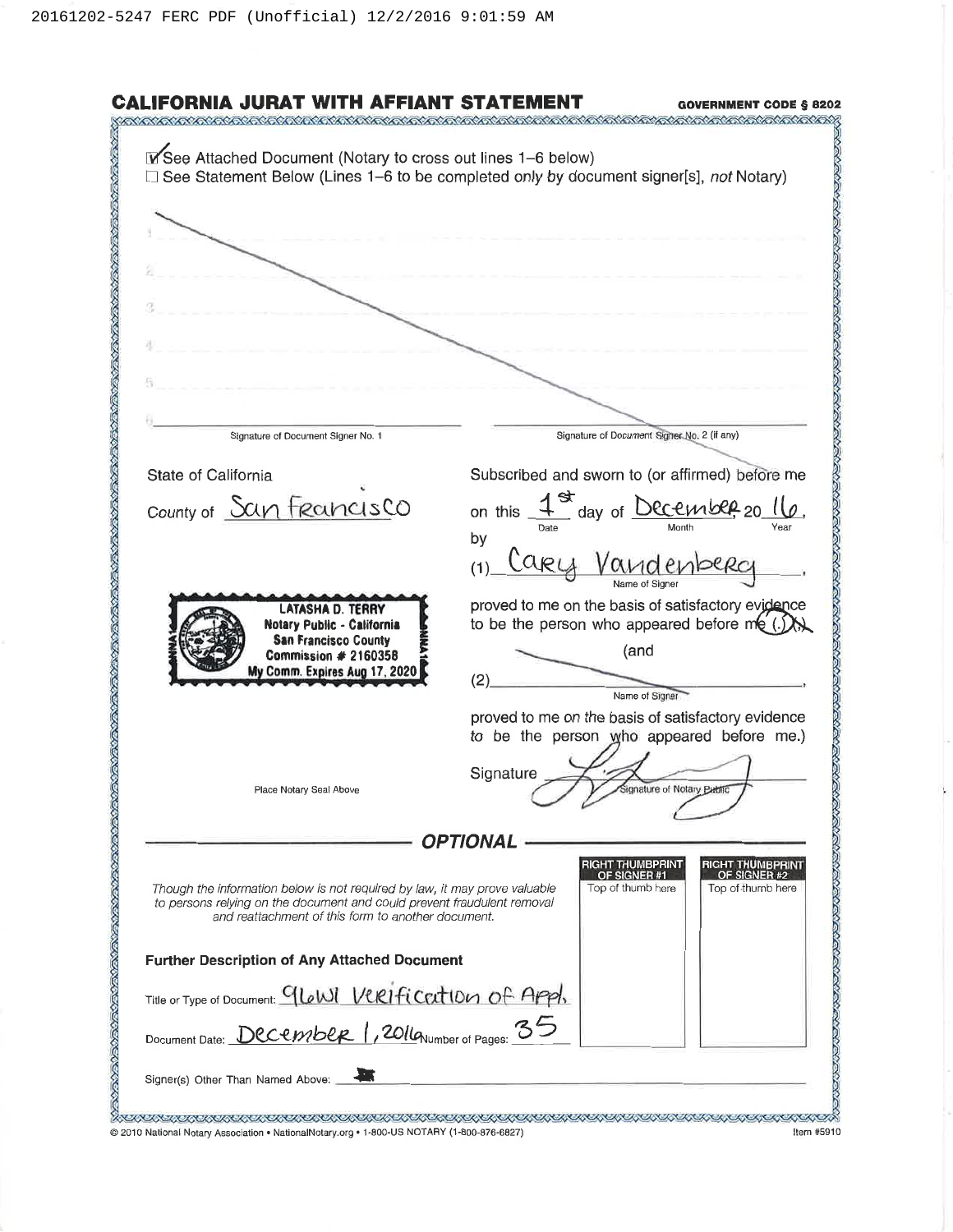# CALIFORNIA JURAT WITH AFFIANT STATEMENT

**GOVERNMENT CODE § 8202**

☑ See Attached Document (Notary to cross out lines 1–6 below)
☐ See Statement Below (Lines 1–6 to be completed *only* by document signer[s], *not* Notary)

1 ______
2 ______
3 ______
4 ______
5 ______
6 ______

Signature of Document Signer No. 1 | Signature of Document Signer No. 2 (if any)

State of California

County of San Francisco

Subscribed and sworn to (or affirmed) before me on this 1st day of December, 2016, by

(1) Cary Vandenberg (Name of Signer),

proved to me on the basis of satisfactory evidence to be the person who appeared before me (.)(,)

(and

(2) ______ (Name of Signer),

proved to me on the basis of satisfactory evidence to be the person who appeared before me.)

Signature ______ (Signature of Notary Public)

LATASHA D. TERRY
Notary Public - California
San Francisco County
Commission # 2160358
My Comm. Expires Aug 17, 2020

Place Notary Seal Above

## OPTIONAL

*Though the information below is not required by law, it may prove valuable to persons relying on the document and could prevent fraudulent removal and reattachment of this form to another document.*

| RIGHT THUMBPRINT OF SIGNER #1 | RIGHT THUMBPRINT OF SIGNER #2 |
|---|---|
| Top of thumb here | Top of thumb here |

**Further Description of Any Attached Document**

Title or Type of Document: 96WI Verification of Appl.

Document Date: December 1, 2016 Number of Pages: 35

Signer(s) Other Than Named Above: ______

© 2010 National Notary Association • NationalNotary.org • 1-800-US NOTARY (1-800-876-6827) Item #5910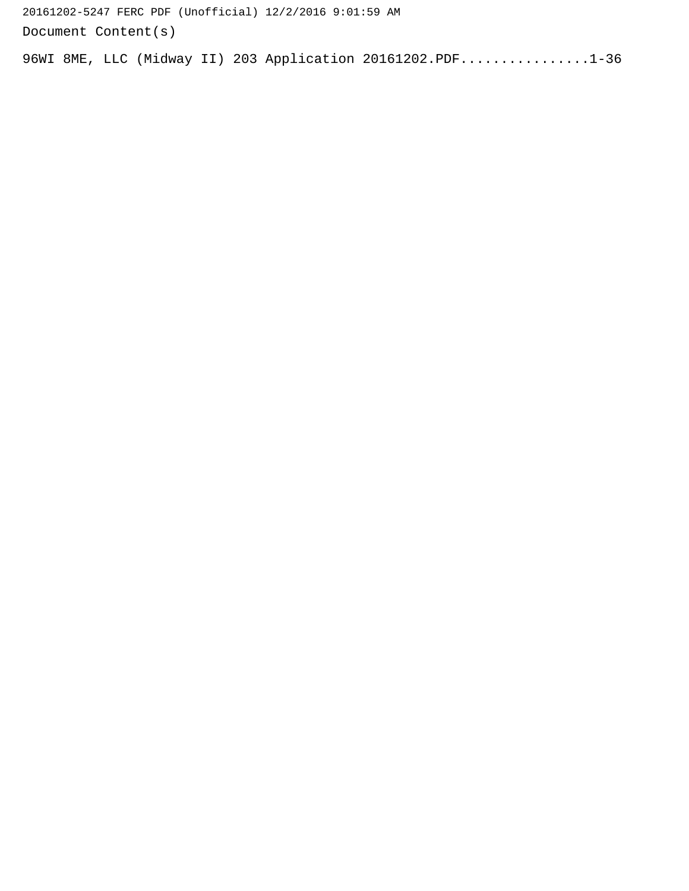20161202-5247 FERC PDF (Unofficial) 12/2/2016 9:01:59 AM

Document Content(s)

96WI 8ME, LLC (Midway II) 203 Application 20161202.PDF................1-36